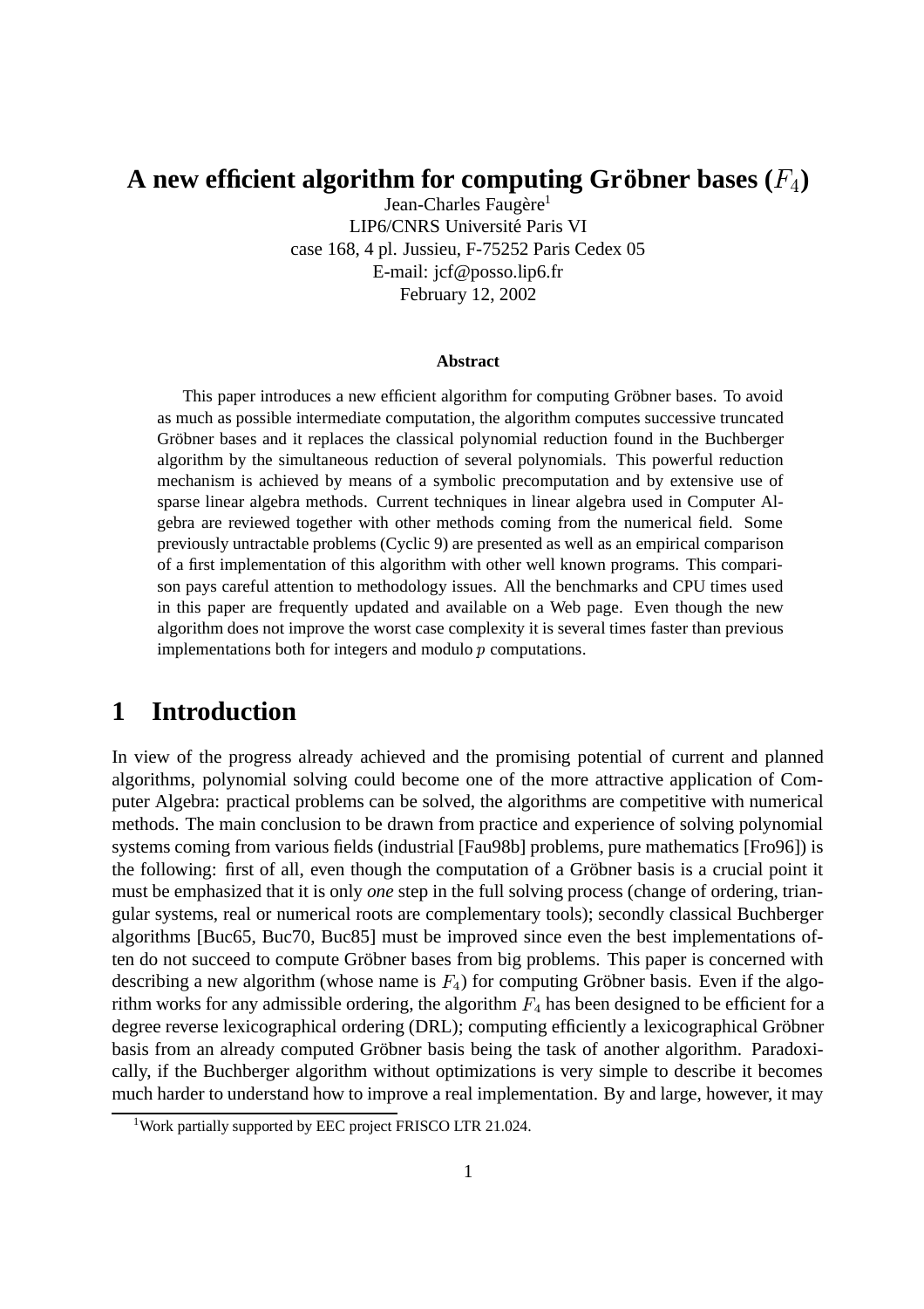# A new efficient algorithm for computing Gröbner bases ($F_4$)

Jean-Charles Faugère[1]
LIP6/CNRS Université Paris VI
case 168, 4 pl. Jussieu, F-75252 Paris Cedex 05
E-mail: jcf@posso.lip6.fr
February 12, 2002

**Abstract**

This paper introduces a new efficient algorithm for computing Gröbner bases. To avoid as much as possible intermediate computation, the algorithm computes successive truncated Gröbner bases and it replaces the classical polynomial reduction found in the Buchberger algorithm by the simultaneous reduction of several polynomials. This powerful reduction mechanism is achieved by means of a symbolic precomputation and by extensive use of sparse linear algebra methods. Current techniques in linear algebra used in Computer Algebra are reviewed together with other methods coming from the numerical field. Some previously untractable problems (Cyclic 9) are presented as well as an empirical comparison of a first implementation of this algorithm with other well known programs. This comparison pays careful attention to methodology issues. All the benchmarks and CPU times used in this paper are frequently updated and available on a Web page. Even though the new algorithm does not improve the worst case complexity it is several times faster than previous implementations both for integers and modulo $p$ computations.

## 1 Introduction

In view of the progress already achieved and the promising potential of current and planned algorithms, polynomial solving could become one of the more attractive application of Computer Algebra: practical problems can be solved, the algorithms are competitive with numerical methods. The main conclusion to be drawn from practice and experience of solving polynomial systems coming from various fields (industrial [Fau98b] problems, pure mathematics [Fro96]) is the following: first of all, even though the computation of a Gröbner basis is a crucial point it must be emphasized that it is only *one* step in the full solving process (change of ordering, triangular systems, real or numerical roots are complementary tools); secondly classical Buchberger algorithms [Buc65, Buc70, Buc85] must be improved since even the best implementations often do not succeed to compute Gröbner bases from big problems. This paper is concerned with describing a new algorithm (whose name is $F_4$) for computing Gröbner basis. Even if the algorithm works for any admissible ordering, the algorithm $F_4$ has been designed to be efficient for a degree reverse lexicographical ordering (DRL); computing efficiently a lexicographical Gröbner basis from an already computed Gröbner basis being the task of another algorithm. Paradoxically, if the Buchberger algorithm without optimizations is very simple to describe it becomes much harder to understand how to improve a real implementation. By and large, however, it may

[1] Work partially supported by EEC project FRISCO LTR 21.024.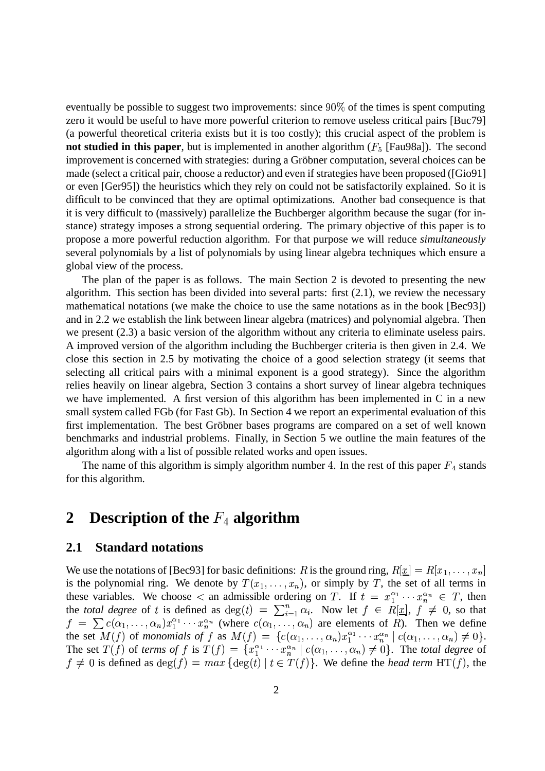eventually be possible to suggest two improvements: since $90\%$ of the times is spent computing zero it would be useful to have more powerful criterion to remove useless critical pairs [Buc79] (a powerful theoretical criteria exists but it is too costly); this crucial aspect of the problem is **not studied in this paper**, but is implemented in another algorithm ($F_5$ [Fau98a]). The second improvement is concerned with strategies: during a Gröbner computation, several choices can be made (select a critical pair, choose a reductor) and even if strategies have been proposed ([Gio91] or even [Ger95]) the heuristics which they rely on could not be satisfactorily explained. So it is difficult to be convinced that they are optimal optimizations. Another bad consequence is that it is very difficult to (massively) parallelize the Buchberger algorithm because the sugar (for instance) strategy imposes a strong sequential ordering. The primary objective of this paper is to propose a more powerful reduction algorithm. For that purpose we will reduce *simultaneously* several polynomials by a list of polynomials by using linear algebra techniques which ensure a global view of the process.

The plan of the paper is as follows. The main Section 2 is devoted to presenting the new algorithm. This section has been divided into several parts: first (2.1), we review the necessary mathematical notations (we make the choice to use the same notations as in the book [Bec93]) and in 2.2 we establish the link between linear algebra (matrices) and polynomial algebra. Then we present (2.3) a basic version of the algorithm without any criteria to eliminate useless pairs. A improved version of the algorithm including the Buchberger criteria is then given in 2.4. We close this section in 2.5 by motivating the choice of a good selection strategy (it seems that selecting all critical pairs with a minimal exponent is a good strategy). Since the algorithm relies heavily on linear algebra, Section 3 contains a short survey of linear algebra techniques we have implemented. A first version of this algorithm has been implemented in C in a new small system called FGb (for Fast Gb). In Section 4 we report an experimental evaluation of this first implementation. The best Gröbner bases programs are compared on a set of well known benchmarks and industrial problems. Finally, in Section 5 we outline the main features of the algorithm along with a list of possible related works and open issues.

The name of this algorithm is simply algorithm number $4$. In the rest of this paper $F_4$ stands for this algorithm.

# 2 Description of the $F_4$ algorithm

## 2.1 Standard notations

We use the notations of [Bec93] for basic definitions: $R$ is the ground ring, $R[\underline{x}] = R[x_1, \ldots, x_n]$ is the polynomial ring. We denote by $T(x_1, \ldots, x_n)$, or simply by $T$, the set of all terms in these variables. We choose $<$ an admissible ordering on $T$. If $t = x_1^{\alpha_1} \cdots x_n^{\alpha_n} \in T$, then the *total degree* of $t$ is defined as $\deg(t) = \sum_{i=1}^{n} \alpha_i$. Now let $f \in R[\underline{x}]$, $f \neq 0$, so that $f = \sum c(\alpha_1, \ldots, \alpha_n) x_1^{\alpha_1} \cdots x_n^{\alpha_n}$ (where $c(\alpha_1, \ldots, \alpha_n)$ are elements of $R$). Then we define the set $M(f)$ of *monomials of* $f$ as $M(f) = \{c(\alpha_1, \ldots, \alpha_n) x_1^{\alpha_1} \cdots x_n^{\alpha_n} \mid c(\alpha_1, \ldots, \alpha_n) \neq 0\}$. The set $T(f)$ of *terms of* $f$ is $T(f) = \{x_1^{\alpha_1} \cdots x_n^{\alpha_n} \mid c(\alpha_1, \ldots, \alpha_n) \neq 0\}$. The *total degree* of $f \neq 0$ is defined as $\deg(f) = max\{\deg(t) \mid t \in T(f)\}$. We define the *head term* $\mathrm{HT}(f)$, the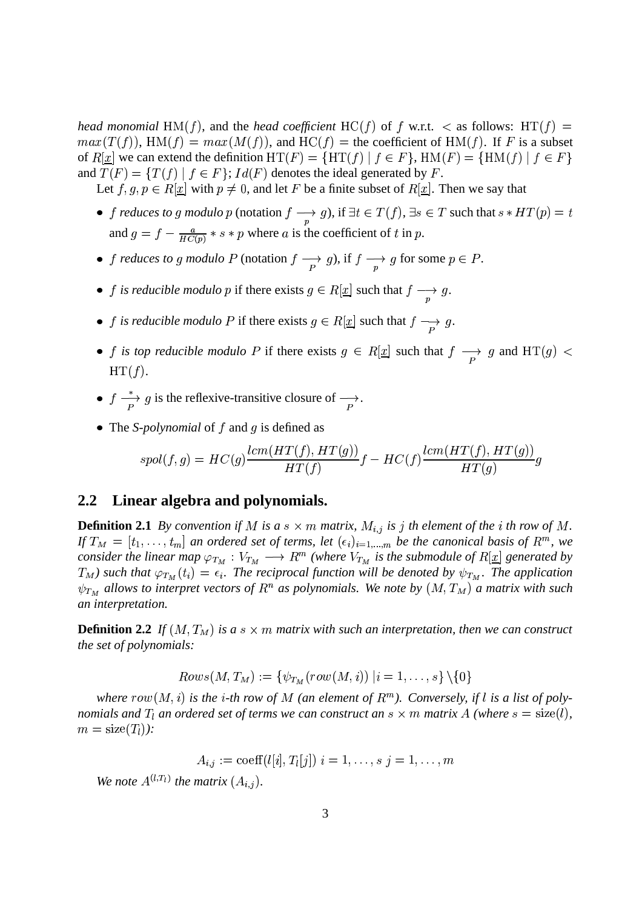*head monomial* $\mathrm{HM}(f)$, and the *head coefficient* $\mathrm{HC}(f)$ of $f$ w.r.t. $<$ as follows: $\mathrm{HT}(f) = max(T(f))$, $\mathrm{HM}(f) = max(M(f))$, and $\mathrm{HC}(f) =$ the coefficient of $\mathrm{HM}(f)$. If $F$ is a subset of $R[\underline{x}]$ we can extend the definition $\mathrm{HT}(F) = \{\mathrm{HT}(f) \mid f \in F\}$, $\mathrm{HM}(F) = \{\mathrm{HM}(f) \mid f \in F\}$ and $T(F) = \{T(f) \mid f \in F\}$; $Id(F)$ denotes the ideal generated by $F$.

Let $f, g, p \in R[\underline{x}]$ with $p \neq 0$, and let $F$ be a finite subset of $R[\underline{x}]$. Then we say that

- *$f$ reduces to $g$ modulo $p$* (notation $f \underset{p}{\longrightarrow} g$), if $\exists t \in T(f)$, $\exists s \in T$ such that $s * HT(p) = t$ and $g = f - \frac{a}{HC(p)} * s * p$ where $a$ is the coefficient of $t$ in $p$.
- *$f$ reduces to $g$ modulo $P$* (notation $f \underset{P}{\longrightarrow} g$), if $f \underset{p}{\longrightarrow} g$ for some $p \in P$.
- *$f$ is reducible modulo $p$* if there exists $g \in R[\underline{x}]$ such that $f \underset{p}{\longrightarrow} g$.
- *$f$ is reducible modulo $P$* if there exists $g \in R[\underline{x}]$ such that $f \underset{P}{\longrightarrow} g$.
- *$f$ is top reducible modulo $P$* if there exists $g \in R[\underline{x}]$ such that $f \underset{P}{\longrightarrow} g$ and $\mathrm{HT}(g) < \mathrm{HT}(f)$.
- $f \overset{*}{\underset{P}{\longrightarrow}} g$ is the reflexive-transitive closure of $\underset{P}{\longrightarrow}$.
- The *S-polynomial* of $f$ and $g$ is defined as

$$spol(f,g) = HC(g)\frac{lcm(HT(f), HT(g))}{HT(f)}f - HC(f)\frac{lcm(HT(f), HT(g))}{HT(g)}g$$

## 2.2 Linear algebra and polynomials.

**Definition 2.1** *By convention if $M$ is a $s \times m$ matrix, $M_{i,j}$ is $j$ th element of the $i$ th row of $M$. If $T_M = [t_1, \ldots, t_m]$ an ordered set of terms, let $(\epsilon_i)_{i=1,\ldots,m}$ be the canonical basis of $R^m$, we consider the linear map $\varphi_{T_M} : V_{T_M} \longrightarrow R^m$ (where $V_{T_M}$ is the submodule of $R[\underline{x}]$ generated by $T_M$) such that $\varphi_{T_M}(t_i) = \epsilon_i$. The reciprocal function will be denoted by $\psi_{T_M}$. The application $\psi_{T_M}$ allows to interpret vectors of $R^n$ as polynomials. We note by $(M, T_M)$ a matrix with such an interpretation.*

**Definition 2.2** *If $(M, T_M)$ is a $s \times m$ matrix with such an interpretation, then we can construct the set of polynomials:*

$$Rows(M, T_M) := \{\psi_{T_M}(row(M, i)) \mid i = 1, \ldots, s\} \setminus \{0\}$$

*where $row(M, i)$ is the $i$-th row of $M$ (an element of $R^m$). Conversely, if $l$ is a list of polynomials and $T_l$ an ordered set of terms we can construct an $s \times m$ matrix $A$ (where $s = \mathrm{size}(l)$, $m = \mathrm{size}(T_l)$):*

$$A_{i,j} := \mathrm{coeff}(l[i], T_l[j]) \; i = 1, \ldots, s \; j = 1, \ldots, m$$

*We note $A^{(l,T_l)}$ the matrix $(A_{i,j})$.*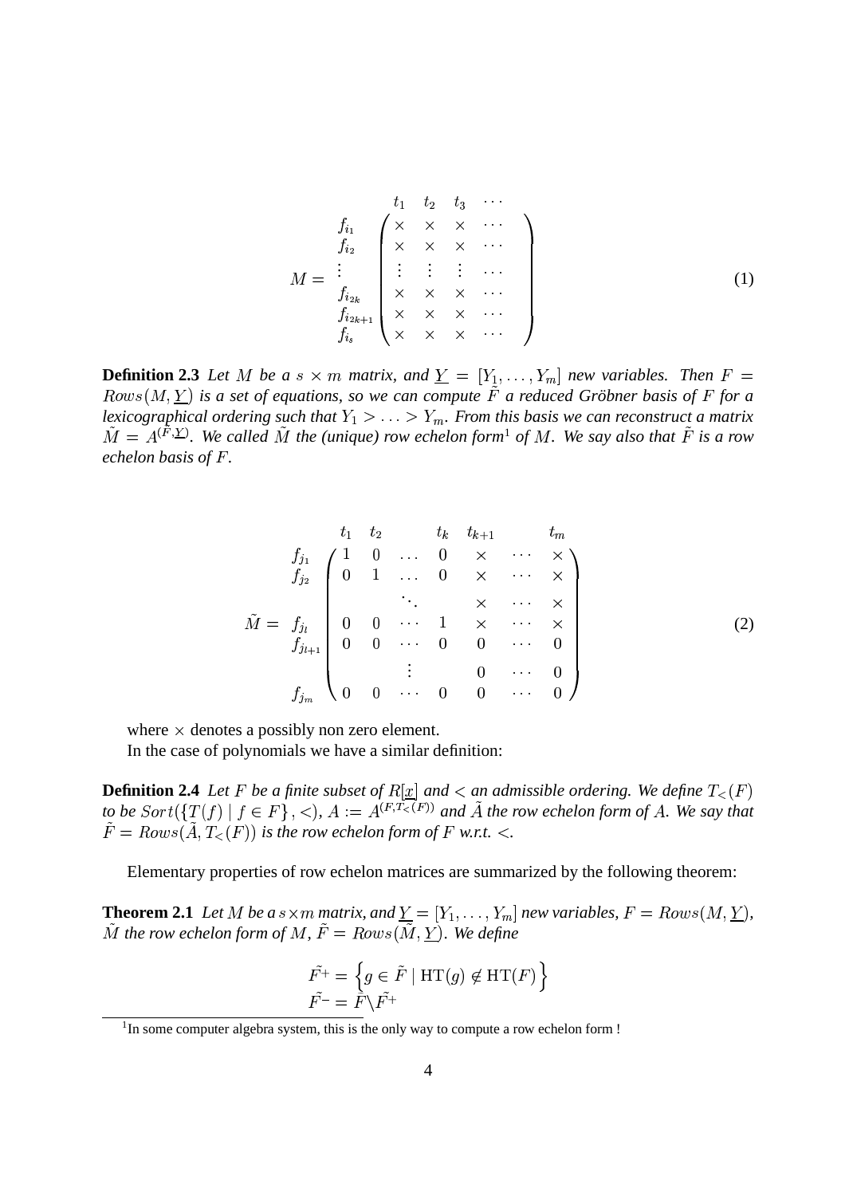$$M = \begin{array}{c} \\ f_{i_1} \\ f_{i_2} \\ \vdots \\ f_{i_{2k}} \\ f_{i_{2k+1}} \\ f_{i_s} \end{array} \begin{array}{c} \begin{array}{cccc} t_1 & t_2 & t_3 & \cdots \end{array} \\ \left( \begin{array}{cccc} \times & \times & \times & \cdots \\ \times & \times & \times & \cdots \\ \vdots & \vdots & \vdots & \cdots \\ \times & \times & \times & \cdots \\ \times & \times & \times & \cdots \\ \times & \times & \times & \cdots \end{array} \right) \end{array} \tag{1}$$

**Definition 2.3** *Let $M$ be a $s \times m$ matrix, and $\underline{Y} = [Y_1, \ldots, Y_m]$ new variables. Then $F = Rows(M, \underline{Y})$ is a set of equations, so we can compute $\tilde{F}$ a reduced Gröbner basis of $F$ for a lexicographical ordering such that $Y_1 > \ldots > Y_m$. From this basis we can reconstruct a matrix $\tilde{M} = A^{(\tilde{F}, \underline{Y})}$. We called $\tilde{M}$ the (unique) row echelon form[1] of $M$. We say also that $\tilde{F}$ is a row echelon basis of $F$.*

$$\tilde{M} = \begin{array}{c} \\ f_{j_1} \\ f_{j_2} \\ \\ f_{j_l} \\ f_{j_{l+1}} \\ \\ f_{j_m} \end{array} \begin{array}{c} \begin{array}{ccccccc} t_1 & t_2 & & t_k & t_{k+1} & & t_m \end{array} \\ \left( \begin{array}{ccccccc} 1 & 0 & \ldots & 0 & \times & \cdots & \times \\ 0 & 1 & \ldots & 0 & \times & \cdots & \times \\ & & \ddots & & \times & \cdots & \times \\ 0 & 0 & \cdots & 1 & \times & \cdots & \times \\ 0 & 0 & \cdots & 0 & 0 & \cdots & 0 \\ & & \vdots & & 0 & \cdots & 0 \\ 0 & 0 & \cdots & 0 & 0 & \cdots & 0 \end{array} \right) \end{array} \tag{2}$$

where $\times$ denotes a possibly non zero element.

In the case of polynomials we have a similar definition:

**Definition 2.4** *Let $F$ be a finite subset of $R[\underline{x}]$ and $<$ an admissible ordering. We define $T_<(F)$ to be $Sort(\{T(f) \mid f \in F\}, <)$, $A := A^{(F, T_<(F))}$ and $\tilde{A}$ the row echelon form of $A$. We say that $\tilde{F} = Rows(\tilde{A}, T_<(F))$ is the row echelon form of $F$ w.r.t. $<$.*

Elementary properties of row echelon matrices are summarized by the following theorem:

**Theorem 2.1** *Let $M$ be a $s \times m$ matrix, and $\underline{Y} = [Y_1, \ldots, Y_m]$ new variables, $F = Rows(M, \underline{Y})$, $\tilde{M}$ the row echelon form of $M$, $\tilde{F} = Rows(\tilde{M}, \underline{Y})$. We define*

$$\tilde{F^+} = \left\{ g \in \tilde{F} \mid \mathrm{HT}(g) \notin \mathrm{HT}(F) \right\}$$
$$\tilde{F^-} = \tilde{F} \backslash \tilde{F^+}$$

[1] In some computer algebra system, this is the only way to compute a row echelon form !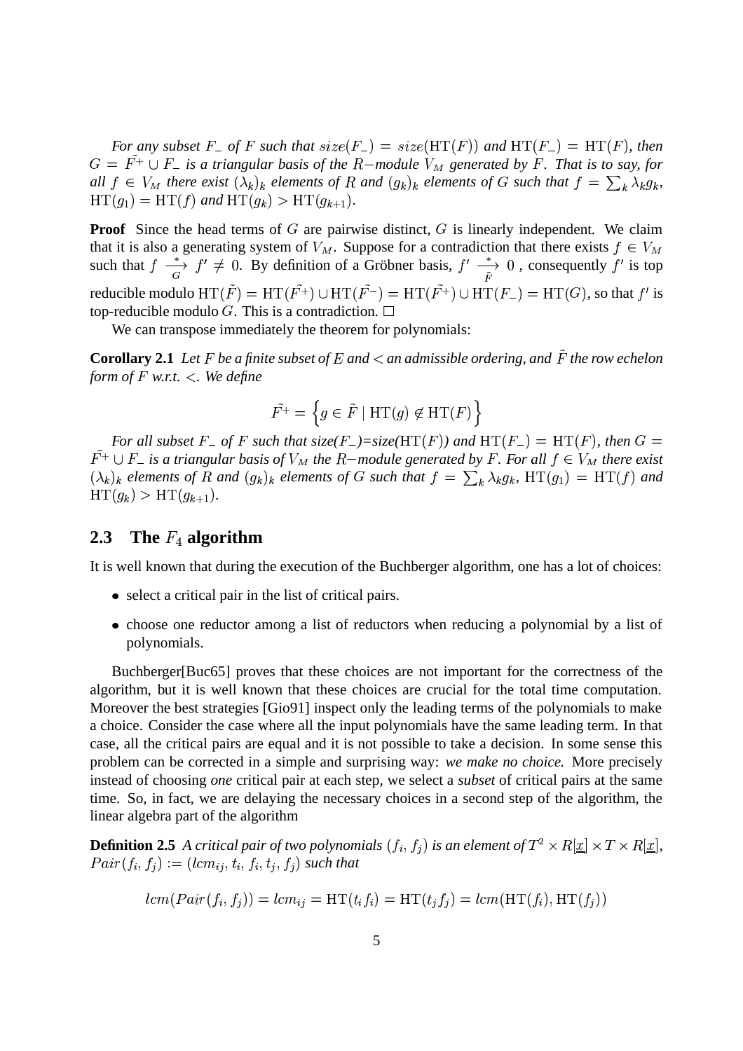*For any subset $F_-$ of $F$ such that $size(F_-) = size(\mathrm{HT}(F))$ and $\mathrm{HT}(F_-) = \mathrm{HT}(F)$, then $G = \tilde{F^+} \cup F_-$ is a triangular basis of the $R-$module $V_M$ generated by $F$. That is to say, for all $f \in V_M$ there exist $(\lambda_k)_k$ elements of $R$ and $(g_k)_k$ elements of $G$ such that $f = \sum_k \lambda_k g_k$, $\mathrm{HT}(g_1) = \mathrm{HT}(f)$ and $\mathrm{HT}(g_k) > \mathrm{HT}(g_{k+1})$.*

**Proof** Since the head terms of $G$ are pairwise distinct, $G$ is linearly independent. We claim that it is also a generating system of $V_M$. Suppose for a contradiction that there exists $f \in V_M$ such that $f \xrightarrow[G]{*} f' \neq 0$. By definition of a Gröbner basis, $f' \xrightarrow[\tilde{F}]{*} 0$ , consequently $f'$ is top reducible modulo $\mathrm{HT}(\tilde{F}) = \mathrm{HT}(\tilde{F^+}) \cup \mathrm{HT}(\tilde{F^-}) = \mathrm{HT}(\tilde{F^+}) \cup \mathrm{HT}(F_-) = \mathrm{HT}(G)$, so that $f'$ is top-reducible modulo $G$. This is a contradiction. $\square$

We can transpose immediately the theorem for polynomials:

**Corollary 2.1** *Let $F$ be a finite subset of $E$ and $<$ an admissible ordering, and $\tilde{F}$ the row echelon form of $F$ w.r.t. $<$. We define*

$$\tilde{F^+} = \left\{ g \in \tilde{F} \mid \mathrm{HT}(g) \not\in \mathrm{HT}(F) \right\}$$

*For all subset $F_-$ of $F$ such that size($F_-$)=size($\mathrm{HT}(F)$) and $\mathrm{HT}(F_-) = \mathrm{HT}(F)$, then $G = \tilde{F^+} \cup F_-$ is a triangular basis of $V_M$ the $R-$module generated by $F$. For all $f \in V_M$ there exist $(\lambda_k)_k$ elements of $R$ and $(g_k)_k$ elements of $G$ such that $f = \sum_k \lambda_k g_k$, $\mathrm{HT}(g_1) = \mathrm{HT}(f)$ and $\mathrm{HT}(g_k) > \mathrm{HT}(g_{k+1})$.*

## 2.3 The $F_4$ algorithm

It is well known that during the execution of the Buchberger algorithm, one has a lot of choices:

- select a critical pair in the list of critical pairs.
- choose one reductor among a list of reductors when reducing a polynomial by a list of polynomials.

Buchberger[Buc65] proves that these choices are not important for the correctness of the algorithm, but it is well known that these choices are crucial for the total time computation. Moreover the best strategies [Gio91] inspect only the leading terms of the polynomials to make a choice. Consider the case where all the input polynomials have the same leading term. In that case, all the critical pairs are equal and it is not possible to take a decision. In some sense this problem can be corrected in a simple and surprising way: *we make no choice.* More precisely instead of choosing *one* critical pair at each step, we select a *subset* of critical pairs at the same time. So, in fact, we are delaying the necessary choices in a second step of the algorithm, the linear algebra part of the algorithm

**Definition 2.5** *A critical pair of two polynomials $(f_i, f_j)$ is an element of $T^2 \times R[\underline{x}] \times T \times R[\underline{x}]$, $Pair(f_i, f_j) := (lcm_{ij}, t_i, f_i, t_j, f_j)$ such that*

$$lcm(Pair(f_i, f_j)) = lcm_{ij} = \mathrm{HT}(t_i f_i) = \mathrm{HT}(t_j f_j) = lcm(\mathrm{HT}(f_i), \mathrm{HT}(f_j))$$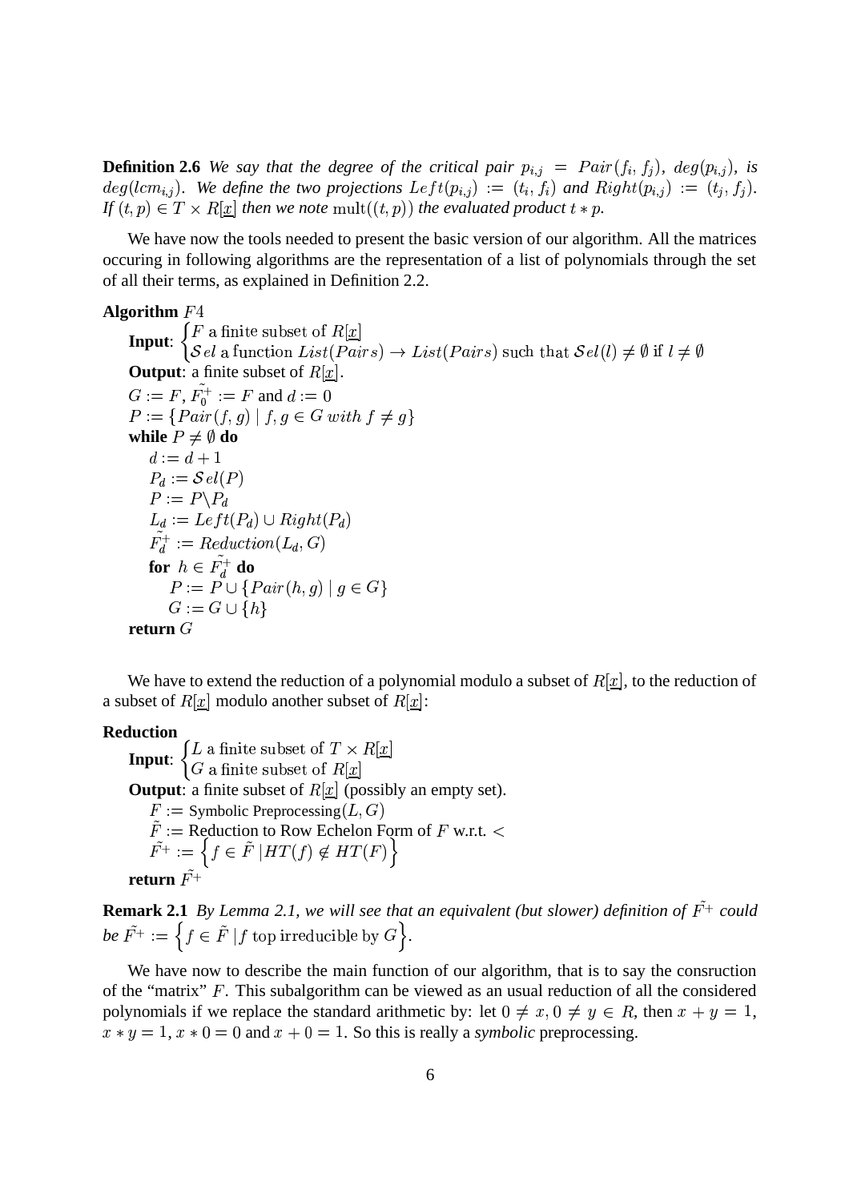**Definition 2.6** *We say that the degree of the critical pair $p_{i,j} = Pair(f_i, f_j)$, $deg(p_{i,j})$, is $deg(lcm_{i,j})$. We define the two projections $Left(p_{i,j}) := (t_i, f_i)$ and $Right(p_{i,j}) := (t_j, f_j)$. If $(t,p) \in T \times R[\underline{x}]$ then we note $\mathrm{mult}((t,p))$ the evaluated product $t * p$.*

We have now the tools needed to present the basic version of our algorithm. All the matrices occuring in following algorithms are the representation of a list of polynomials through the set of all their terms, as explained in Definition 2.2.

**Algorithm** $F4$

**Input**: $\begin{cases} F \text{ a finite subset of } R[\underline{x}] \\ \mathcal{S}el \text{ a function } List(Pairs) \rightarrow List(Pairs) \text{ such that } \mathcal{S}el(l) \neq \emptyset \text{ if } l \neq \emptyset \end{cases}$

**Output**: a finite subset of $R[\underline{x}]$.

$G := F$, $\tilde{F}_0^+ := F$ and $d := 0$

$P := \{Pair(f,g) \mid f, g \in G \ with \ f \neq g\}$

**while** $P \neq \emptyset$ **do**

  $d := d + 1$

  $P_d := \mathcal{S}el(P)$

  $P := P \backslash P_d$

  $L_d := Left(P_d) \cup Right(P_d)$

  $\tilde{F}_d^+ := Reduction(L_d, G)$

  **for** $h \in \tilde{F}_d^+$ **do**

    $P := P \cup \{Pair(h,g) \mid g \in G\}$

    $G := G \cup \{h\}$

**return** $G$

We have to extend the reduction of a polynomial modulo a subset of $R[\underline{x}]$, to the reduction of a subset of $R[\underline{x}]$ modulo another subset of $R[\underline{x}]$:

**Reduction**

**Input**: $\begin{cases} L \text{ a finite subset of } T \times R[\underline{x}] \\ G \text{ a finite subset of } R[\underline{x}] \end{cases}$

**Output**: a finite subset of $R[\underline{x}]$ (possibly an empty set).

  $F :=$ Symbolic Preprocessing$(L, G)$

  $\tilde{F} :=$ Reduction to Row Echelon Form of $F$ w.r.t. $<$

  $\tilde{F}^+ := \left\{ f \in \tilde{F} \mid HT(f) \notin HT(F) \right\}$

**return** $\tilde{F}^+$

**Remark 2.1** *By Lemma 2.1, we will see that an equivalent (but slower) definition of $\tilde{F}^+$ could be $\tilde{F}^+ := \left\{ f \in \tilde{F} \mid f \text{ top irreducible by } G \right\}$.*

We have now to describe the main function of our algorithm, that is to say the consruction of the "matrix" $F$. This subalgorithm can be viewed as an usual reduction of all the considered polynomials if we replace the standard arithmetic by: let $0 \neq x, 0 \neq y \in R$, then $x + y = 1$, $x * y = 1$, $x * 0 = 0$ and $x + 0 = 1$. So this is really a *symbolic* preprocessing.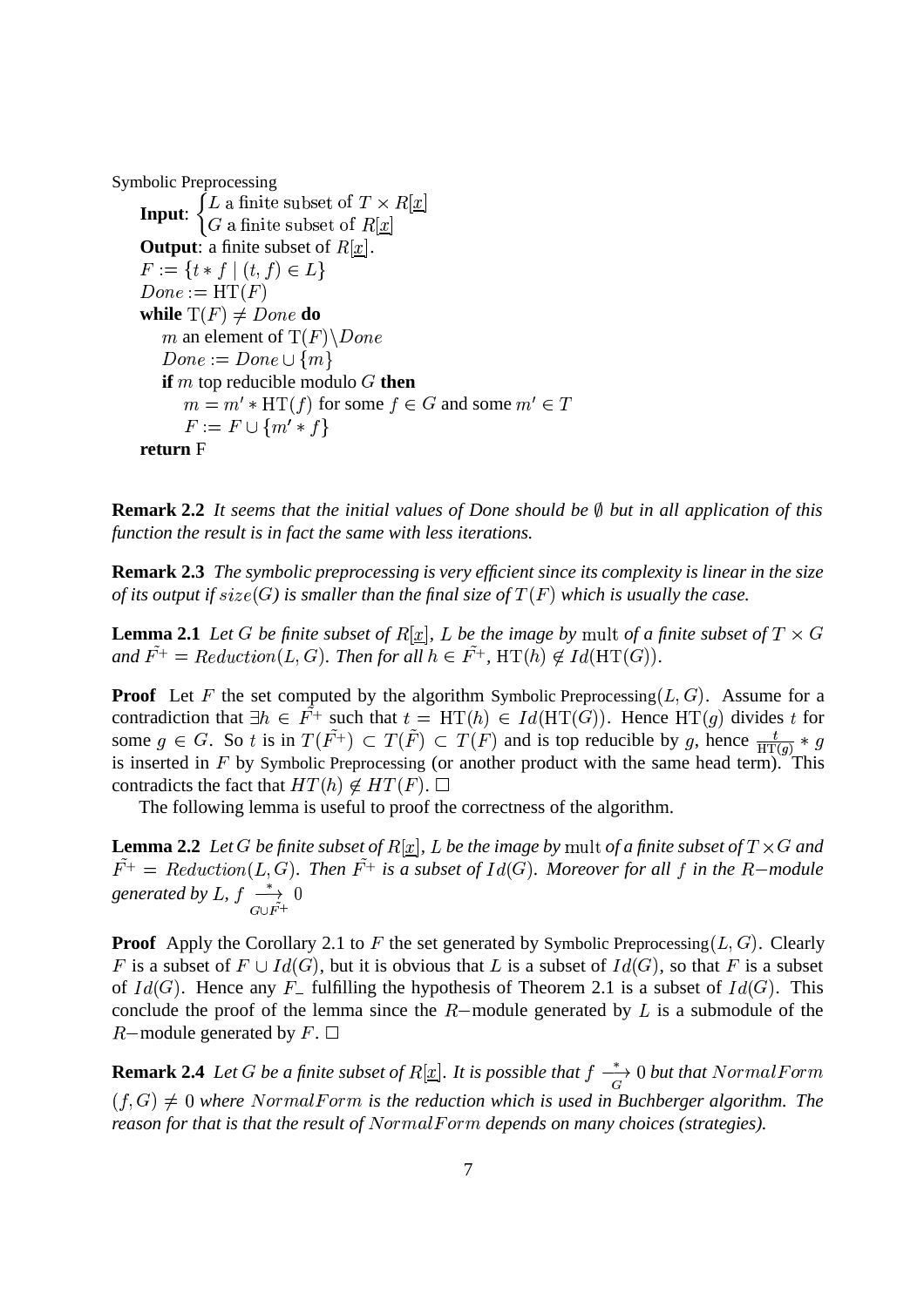Symbolic Preprocessing

**Input**: $\begin{cases} L \text{ a finite subset of } T \times R[\underline{x}] \\ G \text{ a finite subset of } R[\underline{x}] \end{cases}$

**Output**: a finite subset of $R[\underline{x}]$.

$F := \{t * f \mid (t, f) \in L\}$

$Done := \mathrm{HT}(F)$

**while** $\mathrm{T}(F) \neq Done$ **do**

 $m$ an element of $\mathrm{T}(F) \backslash Done$

 $Done := Done \cup \{m\}$

 **if** $m$ top reducible modulo $G$ **then**

  $m = m' * \mathrm{HT}(f)$ for some $f \in G$ and some $m' \in T$

  $F := F \cup \{m' * f\}$

**return** F

**Remark 2.2** *It seems that the initial values of Done should be $\emptyset$ but in all application of this function the result is in fact the same with less iterations.*

**Remark 2.3** *The symbolic preprocessing is very efficient since its complexity is linear in the size of its output if $size(G)$ is smaller than the final size of $T(F)$ which is usually the case.*

**Lemma 2.1** *Let $G$ be finite subset of $R[\underline{x}]$, $L$ be the image by* $\mathrm{mult}$ *of a finite subset of $T \times G$ and $\tilde{F^+} = Reduction(L, G)$. Then for all $h \in \tilde{F^+}$, $\mathrm{HT}(h) \notin Id(\mathrm{HT}(G))$.*

**Proof** Let $F$ the set computed by the algorithm Symbolic Preprocessing$(L, G)$. Assume for a contradiction that $\exists h \in \tilde{F^+}$ such that $t = \mathrm{HT}(h) \in Id(\mathrm{HT}(G))$. Hence $\mathrm{HT}(g)$ divides $t$ for some $g \in G$. So $t$ is in $T(\tilde{F^+}) \subset T(\tilde{F}) \subset T(F)$ and is top reducible by $g$, hence $\frac{t}{\mathrm{HT}(g)} * g$ is inserted in $F$ by Symbolic Preprocessing (or another product with the same head term). This contradicts the fact that $HT(h) \notin HT(F)$. $\square$

The following lemma is useful to proof the correctness of the algorithm.

**Lemma 2.2** *Let $G$ be finite subset of $R[\underline{x}]$, $L$ be the image by* $\mathrm{mult}$ *of a finite subset of $T \times G$ and $\tilde{F^+} = Reduction(L, G)$. Then $\tilde{F^+}$ is a subset of $Id(G)$. Moreover for all $f$ in the $R-$module generated by $L$, $f \xrightarrow[G \cup \tilde{F^+}]{*} 0$*

**Proof** Apply the Corollary 2.1 to $F$ the set generated by Symbolic Preprocessing$(L, G)$. Clearly $F$ is a subset of $F \cup Id(G)$, but it is obvious that $L$ is a subset of $Id(G)$, so that $F$ is a subset of $Id(G)$. Hence any $F_{-}$ fulfilling the hypothesis of Theorem 2.1 is a subset of $Id(G)$. This conclude the proof of the lemma since the $R-$module generated by $L$ is a submodule of the $R-$module generated by $F$. $\square$

**Remark 2.4** *Let $G$ be a finite subset of $R[\underline{x}]$. It is possible that $f \xrightarrow[G]{*} 0$ but that $NormalForm$ $(f, G) \neq 0$ where $NormalForm$ is the reduction which is used in Buchberger algorithm. The reason for that is that the result of $NormalForm$ depends on many choices (strategies).*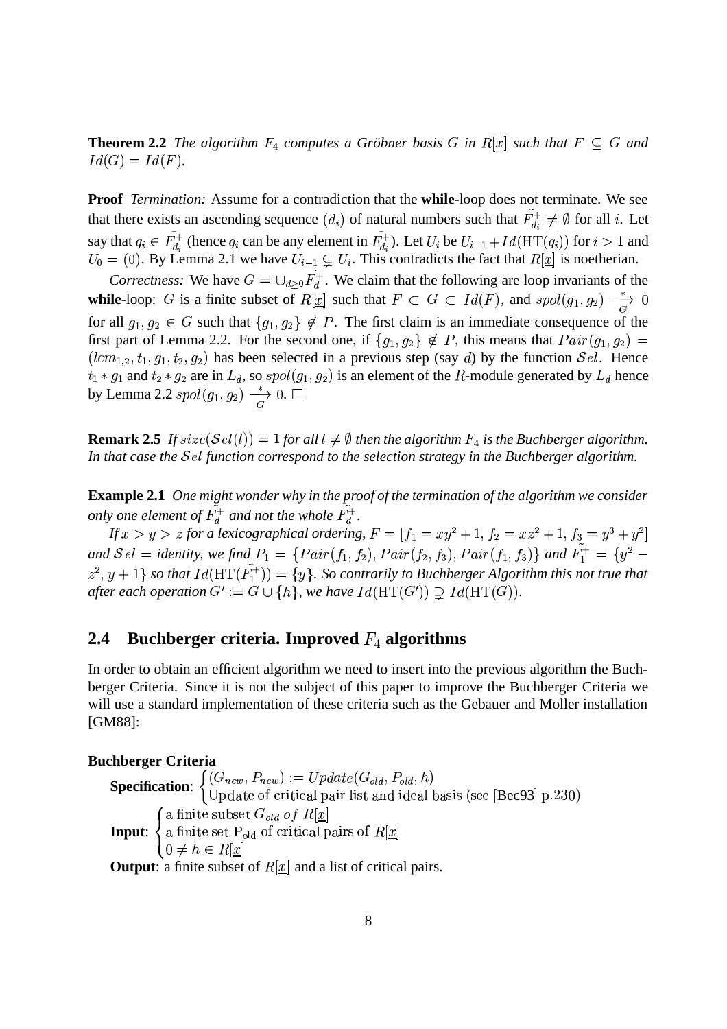**Theorem 2.2** *The algorithm $F_4$ computes a Gröbner basis $G$ in $R[\underline{x}]$ such that $F \subseteq G$ and $Id(G) = Id(F)$.*

**Proof** *Termination:* Assume for a contradiction that the **while**-loop does not terminate. We see that there exists an ascending sequence $(d_i)$ of natural numbers such that $\tilde{F}_{d_i}^+ \neq \emptyset$ for all $i$. Let say that $q_i \in \tilde{F}_{d_i}^+$ (hence $q_i$ can be any element in $\tilde{F}_{d_i}^+$). Let $U_i$ be $U_{i-1} + Id(\mathrm{HT}(q_i))$ for $i > 1$ and $U_0 = (0)$. By Lemma 2.1 we have $U_{i-1} \subsetneq U_i$. This contradicts the fact that $R[\underline{x}]$ is noetherian.

*Correctness:* We have $G = \cup_{d \geq 0} \tilde{F}_d^+$. We claim that the following are loop invariants of the **while**-loop: $G$ is a finite subset of $R[\underline{x}]$ such that $F \subset G \subset Id(F)$, and $spol(g_1, g_2) \xrightarrow[G]{*} 0$ for all $g_1, g_2 \in G$ such that $\{g_1, g_2\} \notin P$. The first claim is an immediate consequence of the first part of Lemma 2.2. For the second one, if $\{g_1, g_2\} \notin P$, this means that $Pair(g_1, g_2) = (lcm_{1,2}, t_1, g_1, t_2, g_2)$ has been selected in a previous step (say $d$) by the function $\mathcal{S}el$. Hence $t_1 * g_1$ and $t_2 * g_2$ are in $L_d$, so $spol(g_1, g_2)$ is an element of the $R$-module generated by $L_d$ hence by Lemma 2.2 $spol(g_1, g_2) \xrightarrow[G]{*} 0$. $\square$

**Remark 2.5** *If $size(\mathcal{S}el(l)) = 1$ for all $l \neq \emptyset$ then the algorithm $F_4$ is the Buchberger algorithm. In that case the $\mathcal{S}el$ function correspond to the selection strategy in the Buchberger algorithm.*

**Example 2.1** *One might wonder why in the proof of the termination of the algorithm we consider only one element of $\tilde{F}_d^+$ and not the whole $\tilde{F}_d^+$.*

*If $x > y > z$ for a lexicographical ordering, $F = [f_1 = xy^2 + 1, f_2 = xz^2 + 1, f_3 = y^3 + y^2]$ and $\mathcal{S}el$ = identity, we find $P_1 = \{Pair(f_1, f_2), Pair(f_2, f_3), Pair(f_1, f_3)\}$ and $\tilde{F}_1^+ = \{y^2 - z^2, y + 1\}$ so that $Id(\mathrm{HT}(\tilde{F}_1^+)) = \{y\}$. So contrarily to Buchberger Algorithm this not true that after each operation $G' := G \cup \{h\}$, we have $Id(\mathrm{HT}(G')) \supsetneq Id(\mathrm{HT}(G))$.*

## 2.4 Buchberger criteria. Improved $F_4$ algorithms

In order to obtain an efficient algorithm we need to insert into the previous algorithm the Buchberger Criteria. Since it is not the subject of this paper to improve the Buchberger Criteria we will use a standard implementation of these criteria such as the Gebauer and Moller installation [GM88]:

**Buchberger Criteria**

**Specification**: $\begin{cases} (G_{new}, P_{new}) := Update(G_{old}, P_{old}, h) \\ \text{Update of critical pair list and ideal basis (see [Bec93] p.230)} \end{cases}$

**Input**: $\begin{cases} \text{a finite subset } G_{old} \text{ of } R[\underline{x}] \\ \text{a finite set } \mathrm{P_{old}} \text{ of critical pairs of } R[\underline{x}] \\ 0 \neq h \in R[\underline{x}] \end{cases}$

**Output**: a finite subset of $R[\underline{x}]$ and a list of critical pairs.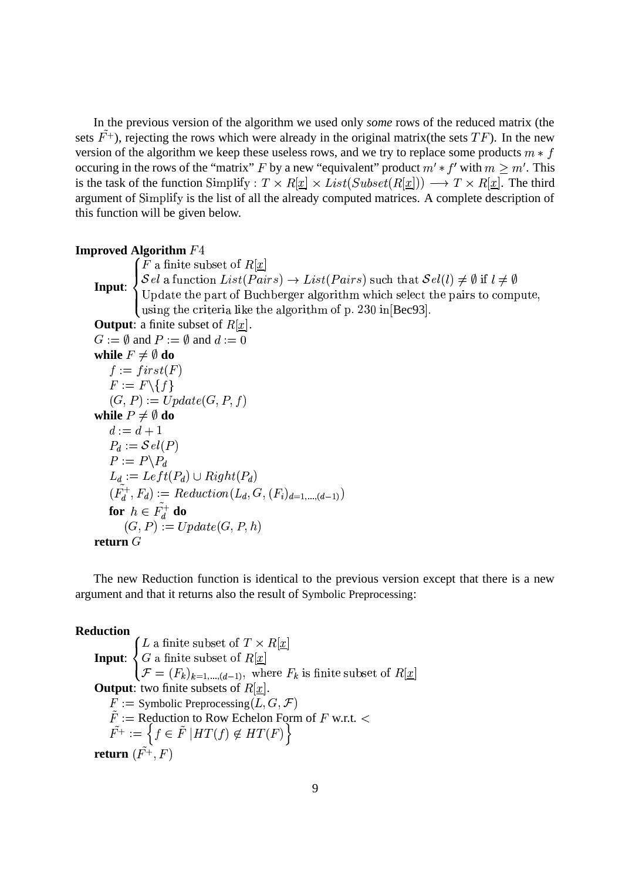In the previous version of the algorithm we used only *some* rows of the reduced matrix (the sets $\tilde{F^+}$), rejecting the rows which were already in the original matrix(the sets $TF$). In the new version of the algorithm we keep these useless rows, and we try to replace some products $m * f$ occuring in the rows of the "matrix" $F$ by a new "equivalent" product $m' * f'$ with $m \geq m'$. This is the task of the function $\mathrm{Simplify} : T \times R[\underline{x}] \times List(Subset(R[\underline{x}])) \longrightarrow T \times R[\underline{x}]$. The third argument of $\mathrm{Simplify}$ is the list of all the already computed matrices. A complete description of this function will be given below.

**Improved Algorithm** $F4$

**Input**: $\begin{cases} F \text{ a finite subset of } R[\underline{x}] \\ \mathcal{S}el \text{ a function } List(Pairs) \rightarrow List(Pairs) \text{ such that } \mathcal{S}el(l) \neq \emptyset \text{ if } l \neq \emptyset \\ \text{Update the part of Buchberger algorithm which select the pairs to compute,} \\ \text{using the criteria like the algorithm of p. 230 in[Bec93].} \end{cases}$

**Output**: a finite subset of $R[\underline{x}]$.

$G := \emptyset$ and $P := \emptyset$ and $d := 0$
**while** $F \neq \emptyset$ **do**
  $f := first(F)$
  $F := F \backslash \{f\}$
  $(G, P) := Update(G, P, f)$
**while** $P \neq \emptyset$ **do**
  $d := d + 1$
  $P_d := \mathcal{S}el(P)$
  $P := P \backslash P_d$
  $L_d := Left(P_d) \cup Right(P_d)$
  $(\tilde{F_d^+}, F_d) := Reduction(L_d, G, (F_i)_{d=1,\ldots,(d-1)})$
  **for** $h \in \tilde{F_d^+}$ **do**
    $(G, P) := Update(G, P, h)$
**return** $G$

The new Reduction function is identical to the previous version except that there is a new argument and that it returns also the result of Symbolic Preprocessing:

**Reduction**

**Input**: $\begin{cases} L \text{ a finite subset of } T \times R[\underline{x}] \\ G \text{ a finite subset of } R[\underline{x}] \\ \mathcal{F} = (F_k)_{k=1,\ldots,(d-1)}, \text{ where } F_k \text{ is finite subset of } R[\underline{x}] \end{cases}$

**Output**: two finite subsets of $R[\underline{x}]$.

$F :=$ Symbolic Preprocessing$(L, G, \mathcal{F})$
$\tilde{F} :=$ Reduction to Row Echelon Form of $F$ w.r.t. $<$
$\tilde{F^+} := \left\{ f \in \tilde{F} \,|\, HT(f) \notin HT(F) \right\}$
**return** $(\tilde{F^+}, F)$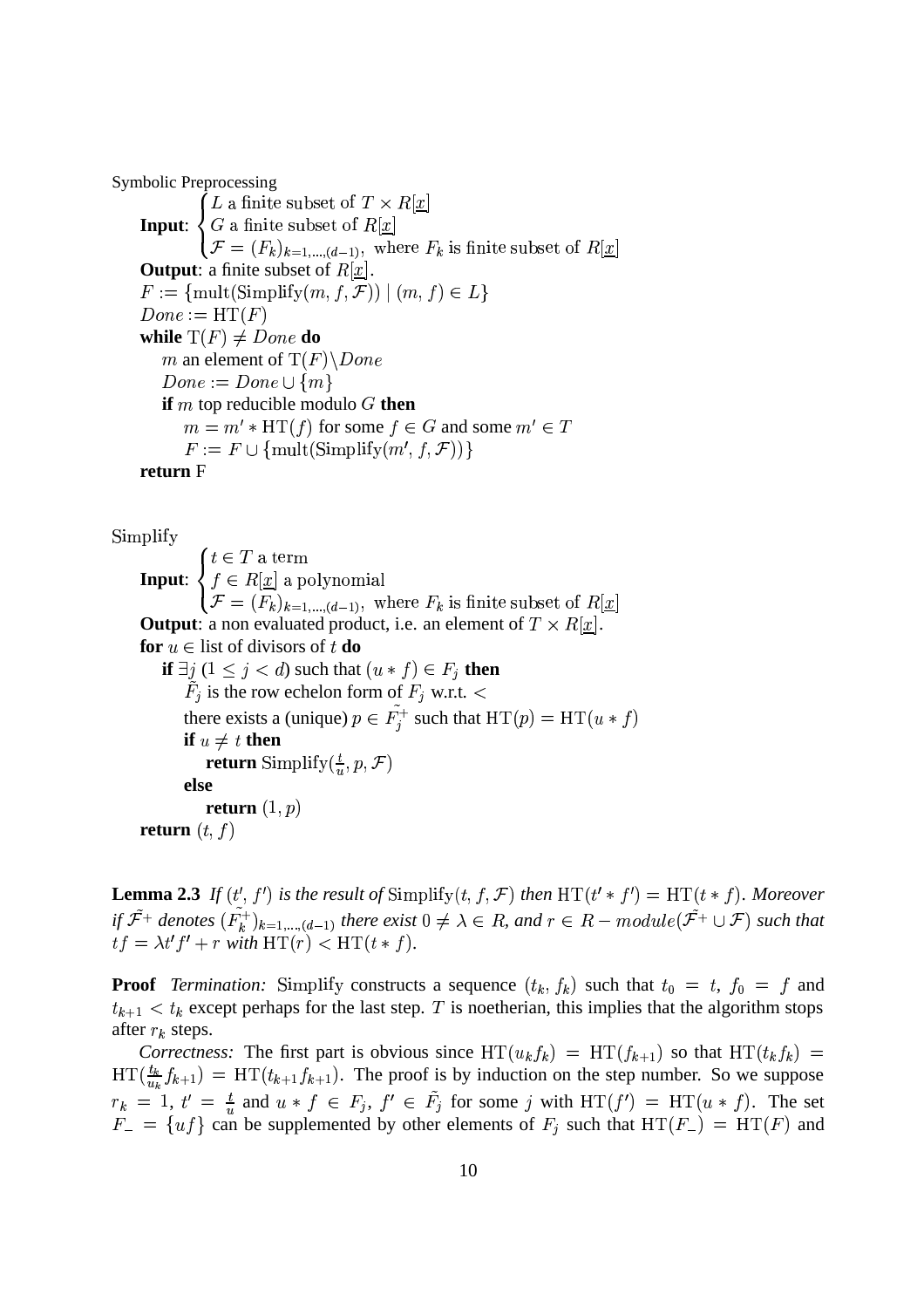Symbolic Preprocessing

**Input**: $\begin{cases} L \text{ a finite subset of } T \times R[\underline{x}] \\ G \text{ a finite subset of } R[\underline{x}] \\ \mathcal{F} = (F_k)_{k=1,\ldots,(d-1)}, \text{ where } F_k \text{ is finite subset of } R[\underline{x}] \end{cases}$

**Output**: a finite subset of $R[\underline{x}]$.

```
F := {mult(Simplify(m, f, 𝓕)) | (m, f) ∈ L}
Done := HT(F)
while T(F) ≠ Done do
    m an element of T(F)\Done
    Done := Done ∪ {m}
    if m top reducible modulo G then
        m = m' * HT(f) for some f ∈ G and some m' ∈ T
        F := F ∪ {mult(Simplify(m', f, 𝓕))}
return F
```

Simplify

**Input**: $\begin{cases} t \in T \text{ a term} \\ f \in R[\underline{x}] \text{ a polynomial} \\ \mathcal{F} = (F_k)_{k=1,\ldots,(d-1)}, \text{ where } F_k \text{ is finite subset of } R[\underline{x}] \end{cases}$

**Output**: a non evaluated product, i.e. an element of $T \times R[\underline{x}]$.

```
for u ∈ list of divisors of t do
    if ∃j (1 ≤ j < d) such that (u * f) ∈ F_j then
        F̃_j is the row echelon form of F_j w.r.t. <
        there exists a (unique) p ∈ F̃_j^+ such that HT(p) = HT(u * f)
        if u ≠ t then
            return Simplify(t/u, p, 𝓕)
        else
            return (1, p)
return (t, f)
```

**Lemma 2.3** *If $(t', f')$ is the result of* $\text{Simplify}(t, f, \mathcal{F})$ *then* $\text{HT}(t' * f') = \text{HT}(t * f)$. *Moreover if $\tilde{\mathcal{F}}^+$ denotes $(\tilde{F_k^+})_{k=1,\ldots,(d-1)}$ there exist $0 \neq \lambda \in R$, and $r \in R-module(\tilde{\mathcal{F}}^+ \cup \mathcal{F})$ such that $tf = \lambda t' f' + r$ with $\text{HT}(r) < \text{HT}(t * f)$.*

**Proof** *Termination:* Simplify constructs a sequence $(t_k, f_k)$ such that $t_0 = t$, $f_0 = f$ and $t_{k+1} < t_k$ except perhaps for the last step. $T$ is noetherian, this implies that the algorithm stops after $r_k$ steps.

*Correctness:* The first part is obvious since $\text{HT}(u_k f_k) = \text{HT}(f_{k+1})$ so that $\text{HT}(t_k f_k) = \text{HT}(\frac{t_k}{u_k} f_{k+1}) = \text{HT}(t_{k+1} f_{k+1})$. The proof is by induction on the step number. So we suppose $r_k = 1$, $t' = \frac{t}{u}$ and $u * f \in F_j$, $f' \in \tilde{F_j}$ for some $j$ with $\text{HT}(f') = \text{HT}(u * f)$. The set $F_- = \{uf\}$ can be supplemented by other elements of $F_j$ such that $\text{HT}(F_-) = \text{HT}(F)$ and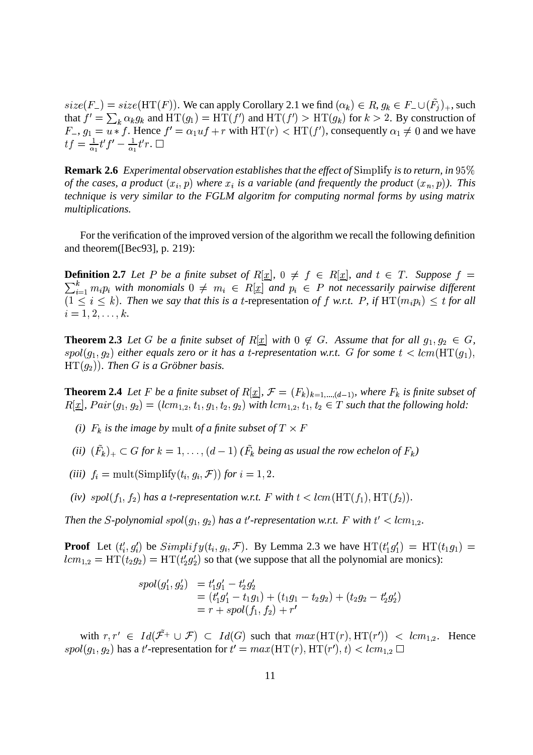$size(F_-) = size(\mathrm{HT}(F))$. We can apply Corollary 2.1 we find $(\alpha_k) \in R$, $g_k \in F_- \cup (\tilde{F}_j)_+$, such that $f' = \sum_k \alpha_k g_k$ and $\mathrm{HT}(g_1) = \mathrm{HT}(f')$ and $\mathrm{HT}(f') > \mathrm{HT}(g_k)$ for $k > 2$. By construction of $F_-$, $g_1 = u * f$. Hence $f' = \alpha_1 u f + r$ with $\mathrm{HT}(r) < \mathrm{HT}(f')$, consequently $\alpha_1 \neq 0$ and we have $tf = \frac{1}{\alpha_1} t' f' - \frac{1}{\alpha_1} t' r$. $\square$

**Remark 2.6** *Experimental observation establishes that the effect of* Simplify *is to return, in* $95\%$ *of the cases, a product* $(x_i, p)$ *where* $x_i$ *is a variable (and frequently the product* $(x_n, p)$*). This technique is very similar to the FGLM algoritm for computing normal forms by using matrix multiplications.*

For the verification of the improved version of the algorithm we recall the following definition and theorem([Bec93], p. 219):

**Definition 2.7** *Let* $P$ *be a finite subset of* $R[\underline{x}]$, $0 \neq f \in R[\underline{x}]$, *and* $t \in T$. *Suppose* $f = \sum_{i=1}^{k} m_i p_i$ *with monomials* $0 \neq m_i \in R[\underline{x}]$ *and* $p_i \in P$ *not necessarily pairwise different* $(1 \leq i \leq k)$. *Then we say that this is a* $t$-representation *of* $f$ *w.r.t.* $P$, *if* $\mathrm{HT}(m_i p_i) \leq t$ *for all* $i = 1, 2, \ldots, k$.

**Theorem 2.3** *Let* $G$ *be a finite subset of* $R[\underline{x}]$ *with* $0 \notin G$. *Assume that for all* $g_1, g_2 \in G$, $spol(g_1, g_2)$ *either equals zero or it has a* $t$*-representation w.r.t.* $G$ *for some* $t < lcm(\mathrm{HT}(g_1), \mathrm{HT}(g_2))$. *Then* $G$ *is a Gröbner basis.*

**Theorem 2.4** *Let* $F$ *be a finite subset of* $R[\underline{x}]$, $\mathcal{F} = (F_k)_{k=1,\ldots,(d-1)}$, *where* $F_k$ *is finite subset of* $R[\underline{x}]$, $Pair(g_1, g_2) = (lcm_{1,2}, t_1, g_1, t_2, g_2)$ *with* $lcm_{1,2}, t_1, t_2 \in T$ *such that the following hold:*

*(i)* $F_k$ *is the image by* mult *of a finite subset of* $T \times F$

*(ii)* $(\tilde{F}_k)_+ \subset G$ *for* $k = 1, \ldots, (d-1)$ *(*$\tilde{F}_k$ *being as usual the row echelon of* $F_k$*)*

*(iii)* $f_i = \mathrm{mult}(\mathrm{Simplify}(t_i, g_i, \mathcal{F}))$ *for* $i = 1, 2$.

*(iv)* $spol(f_1, f_2)$ *has a* $t$*-representation w.r.t.* $F$ *with* $t < lcm(\mathrm{HT}(f_1), \mathrm{HT}(f_2))$.

*Then the* $S$*-polynomial* $spol(g_1, g_2)$ *has a* $t'$*-representation w.r.t.* $F$ *with* $t' < lcm_{1,2}$.

**Proof** Let $(t'_i, g'_i)$ be $Simplify(t_i, g_i, \mathcal{F})$. By Lemma 2.3 we have $\mathrm{HT}(t'_1 g'_1) = \mathrm{HT}(t_1 g_1) = lcm_{1,2} = \mathrm{HT}(t_2 g_2) = \mathrm{HT}(t'_2 g'_2)$ so that (we suppose that all the polynomial are monics):

$$
\begin{aligned}
spol(g'_1, g'_2) &= t'_1 g'_1 - t'_2 g'_2 \\
&= (t'_1 g'_1 - t_1 g_1) + (t_1 g_1 - t_2 g_2) + (t_2 g_2 - t'_2 g'_2) \\
&= r + spol(f_1, f_2) + r'
\end{aligned}
$$

with $r, r' \in Id(\tilde{\mathcal{F}}^+ \cup \mathcal{F}) \subset Id(G)$ such that $max(\mathrm{HT}(r), \mathrm{HT}(r')) < lcm_{1,2}$. Hence $spol(g_1, g_2)$ has a $t'$-representation for $t' = max(\mathrm{HT}(r), \mathrm{HT}(r'), t) < lcm_{1,2}$ $\square$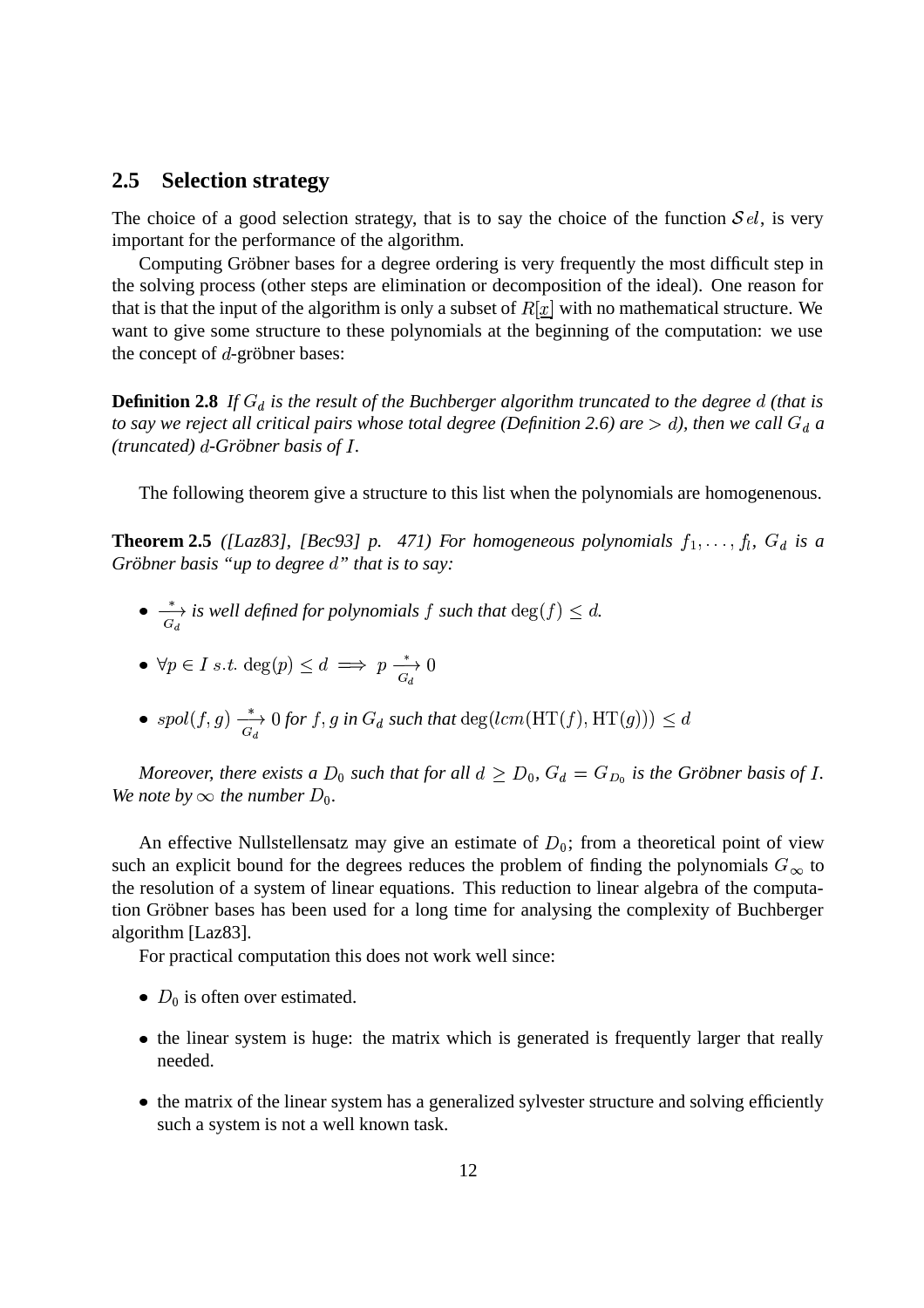## 2.5 Selection strategy

The choice of a good selection strategy, that is to say the choice of the function $\mathcal{S}el$, is very important for the performance of the algorithm.

Computing Gröbner bases for a degree ordering is very frequently the most difficult step in the solving process (other steps are elimination or decomposition of the ideal). One reason for that is that the input of the algorithm is only a subset of $R[\underline{x}]$ with no mathematical structure. We want to give some structure to these polynomials at the beginning of the computation: we use the concept of $d$-gröbner bases:

**Definition 2.8** *If $G_d$ is the result of the Buchberger algorithm truncated to the degree $d$ (that is to say we reject all critical pairs whose total degree (Definition 2.6) are $> d$), then we call $G_d$ a (truncated) $d$-Gröbner basis of $I$.*

The following theorem give a structure to this list when the polynomials are homogenenous.

**Theorem 2.5** *([Laz83], [Bec93] p. 471) For homogeneous polynomials $f_1, \ldots, f_l$, $G_d$ is a Gröbner basis "up to degree $d$" that is to say:*

- $\xrightarrow[G_d]{*}$ *is well defined for polynomials $f$ such that $\deg(f) \leq d$.*
- $\forall p \in I \ s.t. \ \deg(p) \leq d \implies p \xrightarrow[G_d]{*} 0$
- $spol(f, g) \xrightarrow[G_d]{*} 0$ *for $f, g$ in $G_d$ such that $\deg(lcm(\mathrm{HT}(f), \mathrm{HT}(g))) \leq d$*

*Moreover, there exists a $D_0$ such that for all $d \geq D_0$, $G_d = G_{D_0}$ is the Gröbner basis of $I$. We note by $\infty$ the number $D_0$.*

An effective Nullstellensatz may give an estimate of $D_0$; from a theoretical point of view such an explicit bound for the degrees reduces the problem of finding the polynomials $G_\infty$ to the resolution of a system of linear equations. This reduction to linear algebra of the computation Gröbner bases has been used for a long time for analysing the complexity of Buchberger algorithm [Laz83].

For practical computation this does not work well since:

- $D_0$ is often over estimated.
- the linear system is huge: the matrix which is generated is frequently larger that really needed.
- the matrix of the linear system has a generalized sylvester structure and solving efficiently such a system is not a well known task.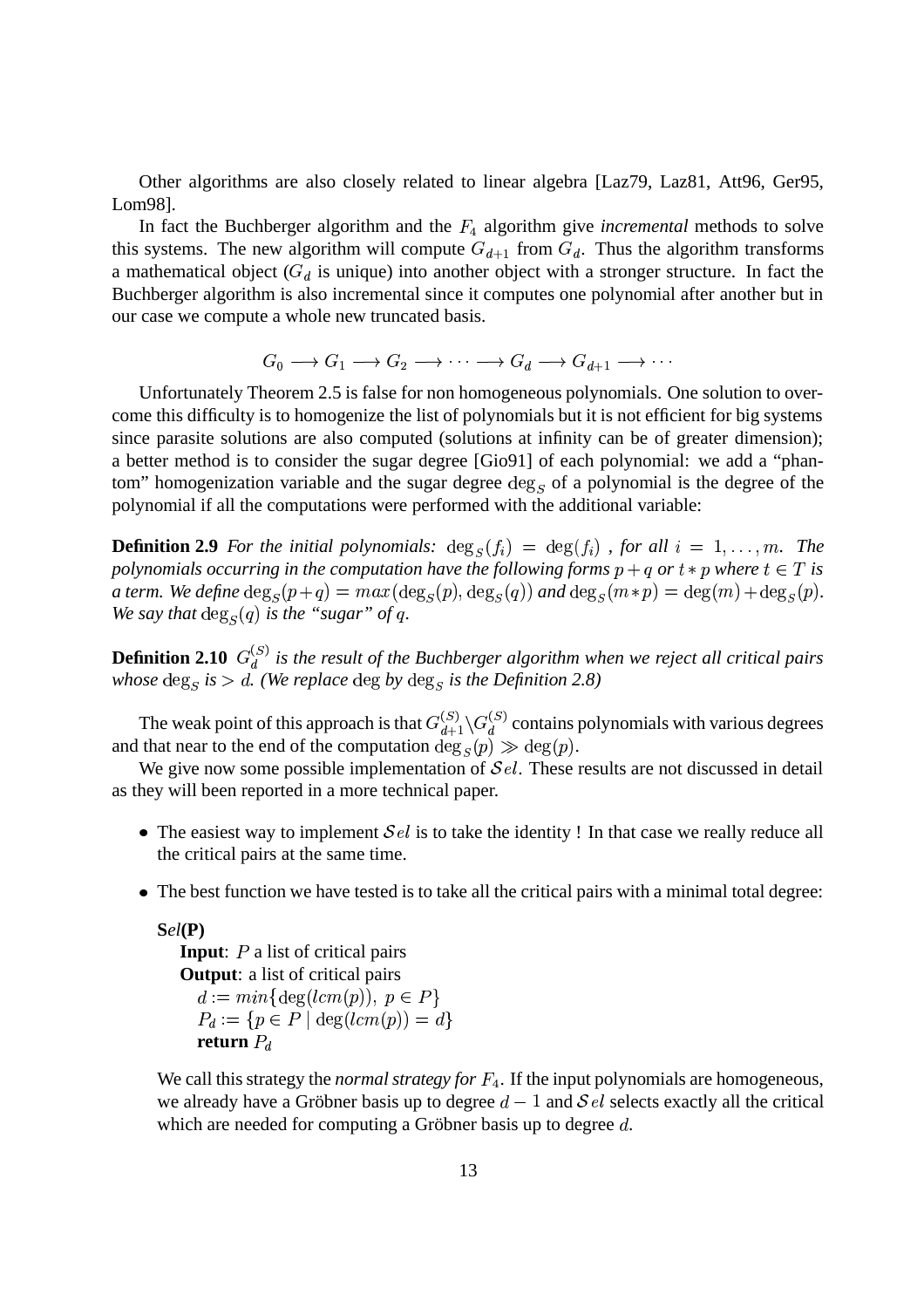Other algorithms are also closely related to linear algebra [Laz79, Laz81, Att96, Ger95, Lom98].

In fact the Buchberger algorithm and the $F_4$ algorithm give *incremental* methods to solve this systems. The new algorithm will compute $G_{d+1}$ from $G_d$. Thus the algorithm transforms a mathematical object ($G_d$ is unique) into another object with a stronger structure. In fact the Buchberger algorithm is also incremental since it computes one polynomial after another but in our case we compute a whole new truncated basis.

$$G_0 \longrightarrow G_1 \longrightarrow G_2 \longrightarrow \cdots \longrightarrow G_d \longrightarrow G_{d+1} \longrightarrow \cdots$$

Unfortunately Theorem 2.5 is false for non homogeneous polynomials. One solution to overcome this difficulty is to homogenize the list of polynomials but it is not efficient for big systems since parasite solutions are also computed (solutions at infinity can be of greater dimension); a better method is to consider the sugar degree [Gio91] of each polynomial: we add a "phantom" homogenization variable and the sugar degree $\deg_S$ of a polynomial is the degree of the polynomial if all the computations were performed with the additional variable:

**Definition 2.9** *For the initial polynomials:* $\deg_S(f_i) = \deg(f_i)$ *, for all* $i = 1, \ldots, m$*. The polynomials occurring in the computation have the following forms* $p + q$ *or* $t * p$ *where* $t \in T$ *is a term. We define* $\deg_S(p+q) = max(\deg_S(p), \deg_S(q))$ *and* $\deg_S(m*p) = \deg(m) + \deg_S(p)$*. We say that* $\deg_S(q)$ *is the "sugar" of* $q$*.*

**Definition 2.10** $G_d^{(S)}$ *is the result of the Buchberger algorithm when we reject all critical pairs whose* $\deg_S$ *is* $> d$*. (We replace* $\deg$ *by* $\deg_S$ *is the Definition 2.8)*

The weak point of this approach is that $G_{d+1}^{(S)} \backslash G_d^{(S)}$ contains polynomials with various degrees and that near to the end of the computation $\deg_S(p) \gg \deg(p)$.

We give now some possible implementation of $\mathcal{S}el$. These results are not discussed in detail as they will been reported in a more technical paper.

- The easiest way to implement $\mathcal{S}el$ is to take the identity ! In that case we really reduce all the critical pairs at the same time.
- The best function we have tested is to take all the critical pairs with a minimal total degree:

  **S*el*(P)**
  **Input**: $P$ a list of critical pairs
  **Output**: a list of critical pairs
  $d := min\{\deg(lcm(p)),\ p \in P\}$
  $P_d := \{p \in P \mid \deg(lcm(p)) = d\}$
  **return** $P_d$

  We call this strategy the *normal strategy for* $F_4$. If the input polynomials are homogeneous, we already have a Gröbner basis up to degree $d - 1$ and $\mathcal{S}el$ selects exactly all the critical which are needed for computing a Gröbner basis up to degree $d$.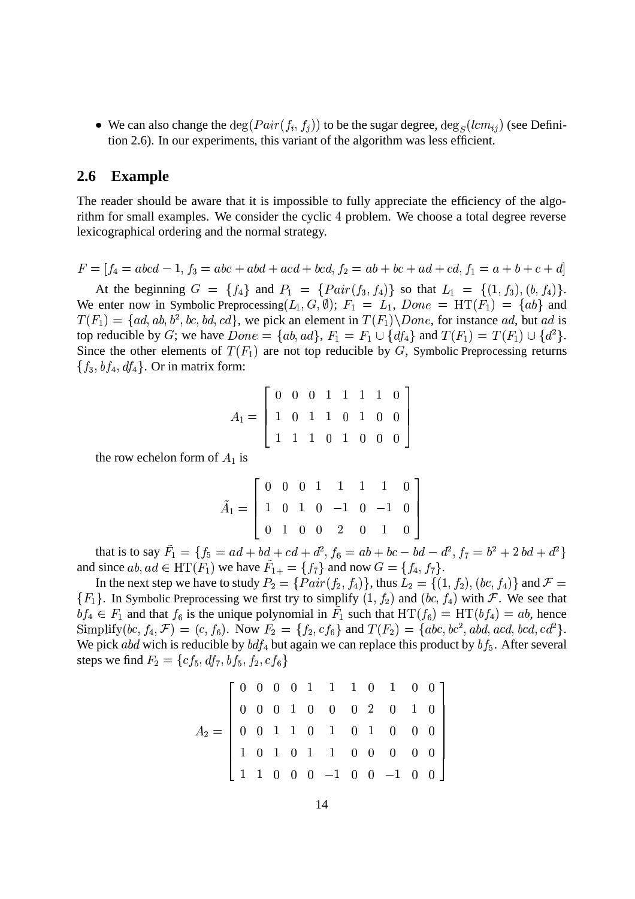- We can also change the $\deg(Pair(f_i, f_j))$ to be the sugar degree, $\deg_S(lcm_{ij})$ (see Definition 2.6). In our experiments, this variant of the algorithm was less efficient.

## 2.6 Example

The reader should be aware that it is impossible to fully appreciate the efficiency of the algorithm for small examples. We consider the cyclic 4 problem. We choose a total degree reverse lexicographical ordering and the normal strategy.

$$F = [f_4 = abcd - 1,\ f_3 = abc + abd + acd + bcd,\ f_2 = ab + bc + ad + cd,\ f_1 = a + b + c + d]$$

At the beginning $G = \{f_4\}$ and $P_1 = \{Pair(f_3, f_4)\}$ so that $L_1 = \{(1, f_3), (b, f_4)\}$. We enter now in Symbolic Preprocessing$(L_1, G, \emptyset)$; $F_1 = L_1$, $Done = \mathrm{HT}(F_1) = \{ab\}$ and $T(F_1) = \{ad, ab, b^2, bc, bd, cd\}$, we pick an element in $T(F_1)\backslash Done$, for instance $ad$, but $ad$ is top reducible by $G$; we have $Done = \{ab, ad\}$, $F_1 = F_1 \cup \{df_4\}$ and $T(F_1) = T(F_1) \cup \{d^2\}$. Since the other elements of $T(F_1)$ are not top reducible by $G$, Symbolic Preprocessing returns $\{f_3, bf_4, df_4\}$. Or in matrix form:

$$A_1 = \begin{bmatrix} 0 & 0 & 0 & 1 & 1 & 1 & 1 & 0 \\ 1 & 0 & 1 & 1 & 0 & 1 & 0 & 0 \\ 1 & 1 & 1 & 0 & 1 & 0 & 0 & 0 \end{bmatrix}$$

the row echelon form of $A_1$ is

$$\tilde{A}_1 = \begin{bmatrix} 0 & 0 & 0 & 1 & 1 & 1 & 1 & 0 \\ 1 & 0 & 1 & 0 & -1 & 0 & -1 & 0 \\ 0 & 1 & 0 & 0 & 2 & 0 & 1 & 0 \end{bmatrix}$$

that is to say $\tilde{F}_1 = \{f_5 = ad + bd + cd + d^2,\ f_6 = ab + bc - bd - d^2,\ f_7 = b^2 + 2\,bd + d^2\}$ and since $ab, ad \in \mathrm{HT}(F_1)$ we have $\tilde{F}_{1+} = \{f_7\}$ and now $G = \{f_4, f_7\}$.

In the next step we have to study $P_2 = \{Pair(f_2, f_4)\}$, thus $L_2 = \{(1, f_2), (bc, f_4)\}$ and $\mathcal{F} = \{F_1\}$. In Symbolic Preprocessing we first try to simplify $(1, f_2)$ and $(bc, f_4)$ with $\mathcal{F}$. We see that $bf_4 \in F_1$ and that $f_6$ is the unique polynomial in $\tilde{F}_1$ such that $\mathrm{HT}(f_6) = \mathrm{HT}(bf_4) = ab$, hence $\mathrm{Simplify}(bc, f_4, \mathcal{F}) = (c, f_6)$. Now $F_2 = \{f_2, cf_6\}$ and $T(F_2) = \{abc, bc^2, abd, acd, bcd, cd^2\}$. We pick $abd$ wich is reducible by $bdf_4$ but again we can replace this product by $bf_5$. After several steps we find $F_2 = \{cf_5, df_7, bf_5, f_2, cf_6\}$

$$A_2 = \begin{bmatrix} 0 & 0 & 0 & 0 & 1 & 1 & 1 & 0 & 1 & 0 & 0 \\ 0 & 0 & 0 & 1 & 0 & 0 & 0 & 2 & 0 & 1 & 0 \\ 0 & 0 & 1 & 1 & 0 & 1 & 0 & 1 & 0 & 0 & 0 \\ 1 & 0 & 1 & 0 & 1 & 1 & 0 & 0 & 0 & 0 & 0 \\ 1 & 1 & 0 & 0 & 0 & -1 & 0 & 0 & -1 & 0 & 0 \end{bmatrix}$$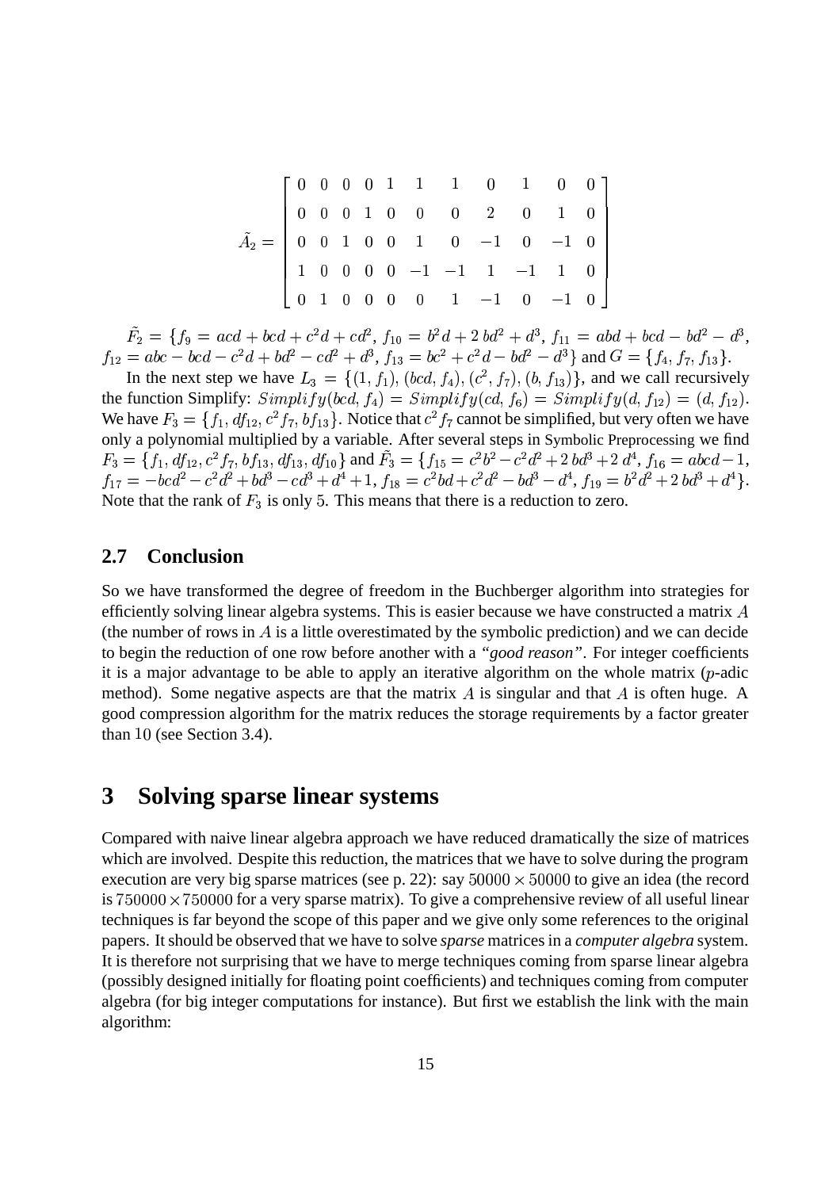$$
\tilde{A}_2 = \begin{bmatrix} 0 & 0 & 0 & 0 & 1 & 1 & 1 & 0 & 1 & 0 & 0 \\ 0 & 0 & 0 & 1 & 0 & 0 & 0 & 2 & 0 & 1 & 0 \\ 0 & 0 & 1 & 0 & 0 & 1 & 0 & -1 & 0 & -1 & 0 \\ 1 & 0 & 0 & 0 & 0 & -1 & -1 & 1 & -1 & 1 & 0 \\ 0 & 1 & 0 & 0 & 0 & 0 & 1 & -1 & 0 & -1 & 0 \end{bmatrix}
$$

$\tilde{F}_2 = \{f_9 = acd + bcd + c^2d + cd^2,\ f_{10} = b^2d + 2\,bd^2 + d^3,\ f_{11} = abd + bcd - bd^2 - d^3,$ $f_{12} = abc - bcd - c^2d + bd^2 - cd^2 + d^3,\ f_{13} = bc^2 + c^2d - bd^2 - d^3\}$ and $G = \{f_4, f_7, f_{13}\}$.

In the next step we have $L_3 = \{(1, f_1), (bcd, f_4), (c^2, f_7), (b, f_{13})\}$, and we call recursively the function Simplify: $Simplify(bcd, f_4) = Simplify(cd, f_6) = Simplify(d, f_{12}) = (d, f_{12})$. We have $F_3 = \{f_1, df_{12}, c^2f_7, bf_{13}\}$. Notice that $c^2f_7$ cannot be simplified, but very often we have only a polynomial multiplied by a variable. After several steps in Symbolic Preprocessing we find $F_3 = \{f_1, df_{12}, c^2f_7, bf_{13}, df_{13}, df_{10}\}$ and $\tilde{F}_3 = \{f_{15} = c^2b^2 - c^2d^2 + 2\,bd^3 + 2\,d^4,\ f_{16} = abcd - 1,$ $f_{17} = -bcd^2 - c^2d^2 + bd^3 - cd^3 + d^4 + 1,\ f_{18} = c^2bd + c^2d^2 - bd^3 - d^4,\ f_{19} = b^2d^2 + 2\,bd^3 + d^4\}$. Note that the rank of $F_3$ is only 5. This means that there is a reduction to zero.

## 2.7 Conclusion

So we have transformed the degree of freedom in the Buchberger algorithm into strategies for efficiently solving linear algebra systems. This is easier because we have constructed a matrix $A$ (the number of rows in $A$ is a little overestimated by the symbolic prediction) and we can decide to begin the reduction of one row before another with a *"good reason"*. For integer coefficients it is a major advantage to be able to apply an iterative algorithm on the whole matrix ($p$-adic method). Some negative aspects are that the matrix $A$ is singular and that $A$ is often huge. A good compression algorithm for the matrix reduces the storage requirements by a factor greater than $10$ (see Section 3.4).

# 3 Solving sparse linear systems

Compared with naive linear algebra approach we have reduced dramatically the size of matrices which are involved. Despite this reduction, the matrices that we have to solve during the program execution are very big sparse matrices (see p. 22): say $50000 \times 50000$ to give an idea (the record is $750000 \times 750000$ for a very sparse matrix). To give a comprehensive review of all useful linear techniques is far beyond the scope of this paper and we give only some references to the original papers. It should be observed that we have to solve *sparse* matrices in a *computer algebra* system. It is therefore not surprising that we have to merge techniques coming from sparse linear algebra (possibly designed initially for floating point coefficients) and techniques coming from computer algebra (for big integer computations for instance). But first we establish the link with the main algorithm: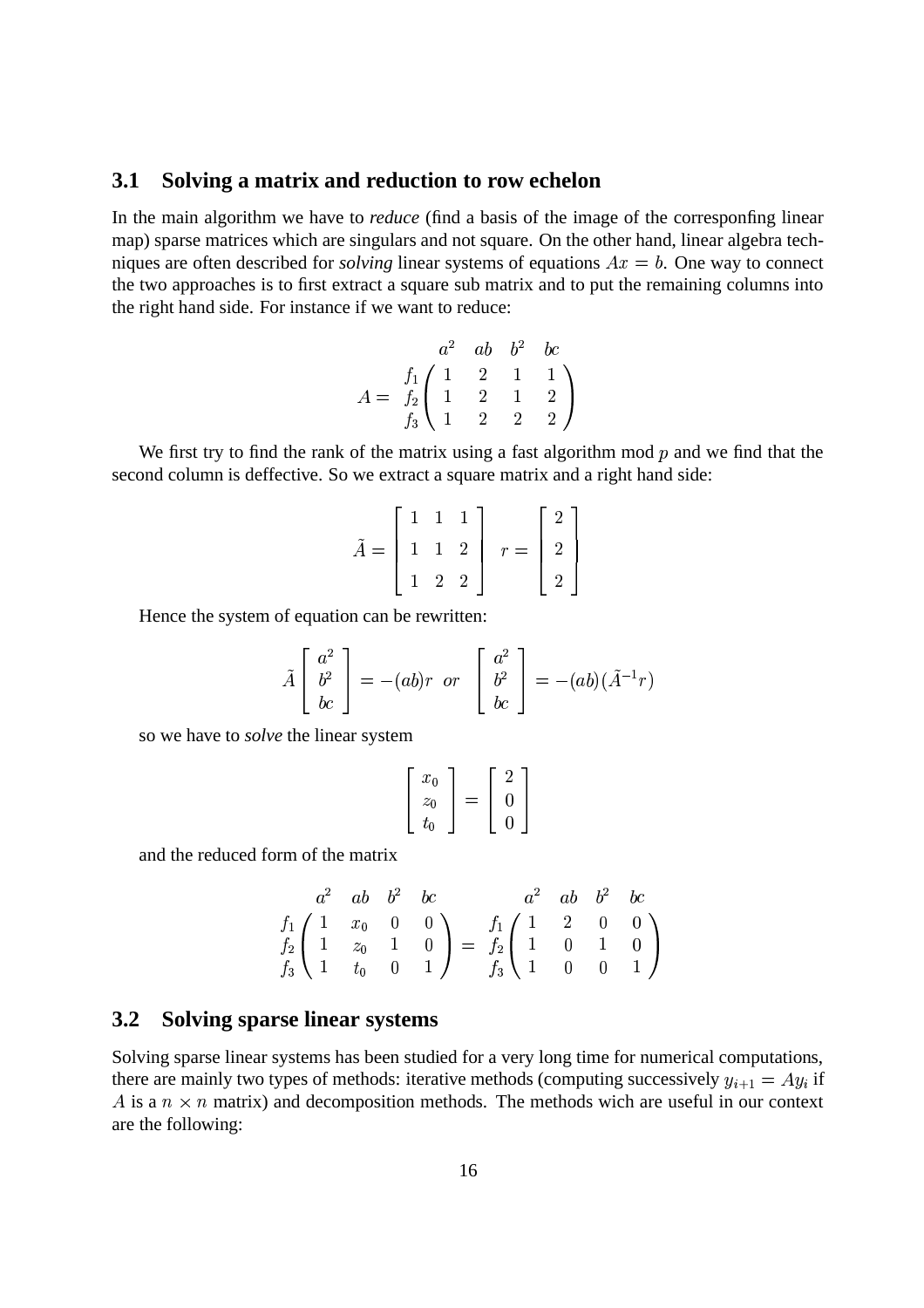### 3.1 Solving a matrix and reduction to row echelon

In the main algorithm we have to *reduce* (find a basis of the image of the corresponfing linear map) sparse matrices which are singulars and not square. On the other hand, linear algebra techniques are often described for *solving* linear systems of equations $Ax = b$. One way to connect the two approaches is to first extract a square sub matrix and to put the remaining columns into the right hand side. For instance if we want to reduce:

$$A = \begin{array}{c} \\ f_1 \\ f_2 \\ f_3 \end{array} \begin{array}{c} \begin{array}{cccc} a^2 & ab & b^2 & bc \end{array} \\ \left( \begin{array}{cccc} 1 & 2 & 1 & 1 \\ 1 & 2 & 1 & 2 \\ 1 & 2 & 2 & 2 \end{array} \right) \end{array}$$

We first try to find the rank of the matrix using a fast algorithm mod $p$ and we find that the second column is deffective. So we extract a square matrix and a right hand side:

$$\tilde{A} = \left[ \begin{array}{ccc} 1 & 1 & 1 \\ 1 & 1 & 2 \\ 1 & 2 & 2 \end{array} \right] \quad r = \left[ \begin{array}{c} 2 \\ 2 \\ 2 \end{array} \right]$$

Hence the system of equation can be rewritten:

$$\tilde{A} \left[ \begin{array}{c} a^2 \\ b^2 \\ bc \end{array} \right] = -(ab) r \ \ or \ \ \left[ \begin{array}{c} a^2 \\ b^2 \\ bc \end{array} \right] = -(ab)(\tilde{A}^{-1} r)$$

so we have to *solve* the linear system

$$\left[ \begin{array}{c} x_0 \\ z_0 \\ t_0 \end{array} \right] = \left[ \begin{array}{c} 2 \\ 0 \\ 0 \end{array} \right]$$

and the reduced form of the matrix

$$\begin{array}{c} \\ f_1 \\ f_2 \\ f_3 \end{array} \begin{array}{c} \begin{array}{cccc} a^2 & ab & b^2 & bc \end{array} \\ \left( \begin{array}{cccc} 1 & x_0 & 0 & 0 \\ 1 & z_0 & 1 & 0 \\ 1 & t_0 & 0 & 1 \end{array} \right) \end{array} = \begin{array}{c} \\ f_1 \\ f_2 \\ f_3 \end{array} \begin{array}{c} \begin{array}{cccc} a^2 & ab & b^2 & bc \end{array} \\ \left( \begin{array}{cccc} 1 & 2 & 0 & 0 \\ 1 & 0 & 1 & 0 \\ 1 & 0 & 0 & 1 \end{array} \right) \end{array}$$

### 3.2 Solving sparse linear systems

Solving sparse linear systems has been studied for a very long time for numerical computations, there are mainly two types of methods: iterative methods (computing successively $y_{i+1} = Ay_i$ if $A$ is a $n \times n$ matrix) and decomposition methods. The methods wich are useful in our context are the following: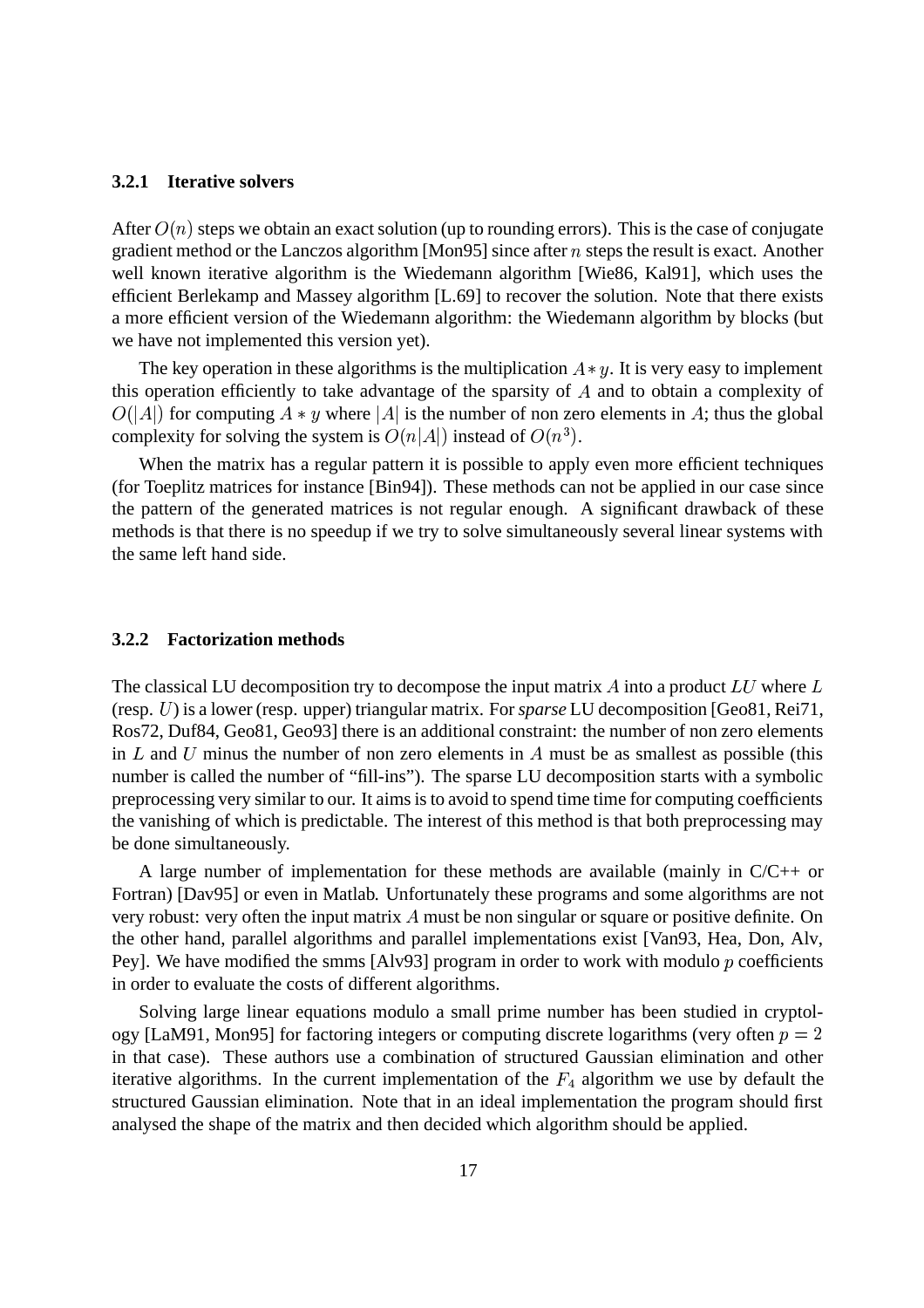### 3.2.1 Iterative solvers

After $O(n)$ steps we obtain an exact solution (up to rounding errors). This is the case of conjugate gradient method or the Lanczos algorithm [Mon95] since after $n$ steps the result is exact. Another well known iterative algorithm is the Wiedemann algorithm [Wie86, Kal91], which uses the efficient Berlekamp and Massey algorithm [L.69] to recover the solution. Note that there exists a more efficient version of the Wiedemann algorithm: the Wiedemann algorithm by blocks (but we have not implemented this version yet).

The key operation in these algorithms is the multiplication $A * y$. It is very easy to implement this operation efficiently to take advantage of the sparsity of $A$ and to obtain a complexity of $O(|A|)$ for computing $A * y$ where $|A|$ is the number of non zero elements in $A$; thus the global complexity for solving the system is $O(n|A|)$ instead of $O(n^3)$.

When the matrix has a regular pattern it is possible to apply even more efficient techniques (for Toeplitz matrices for instance [Bin94]). These methods can not be applied in our case since the pattern of the generated matrices is not regular enough. A significant drawback of these methods is that there is no speedup if we try to solve simultaneously several linear systems with the same left hand side.

### 3.2.2 Factorization methods

The classical LU decomposition try to decompose the input matrix $A$ into a product $LU$ where $L$ (resp. $U$) is a lower (resp. upper) triangular matrix. For *sparse* LU decomposition [Geo81, Rei71, Ros72, Duf84, Geo81, Geo93] there is an additional constraint: the number of non zero elements in $L$ and $U$ minus the number of non zero elements in $A$ must be as smallest as possible (this number is called the number of "fill-ins"). The sparse LU decomposition starts with a symbolic preprocessing very similar to our. It aims is to avoid to spend time time for computing coefficients the vanishing of which is predictable. The interest of this method is that both preprocessing may be done simultaneously.

A large number of implementation for these methods are available (mainly in C/C++ or Fortran) [Dav95] or even in Matlab. Unfortunately these programs and some algorithms are not very robust: very often the input matrix $A$ must be non singular or square or positive definite. On the other hand, parallel algorithms and parallel implementations exist [Van93, Hea, Don, Alv, Pey]. We have modified the smms [Alv93] program in order to work with modulo $p$ coefficients in order to evaluate the costs of different algorithms.

Solving large linear equations modulo a small prime number has been studied in cryptology [LaM91, Mon95] for factoring integers or computing discrete logarithms (very often $p = 2$ in that case). These authors use a combination of structured Gaussian elimination and other iterative algorithms. In the current implementation of the $F_4$ algorithm we use by default the structured Gaussian elimination. Note that in an ideal implementation the program should first analysed the shape of the matrix and then decided which algorithm should be applied.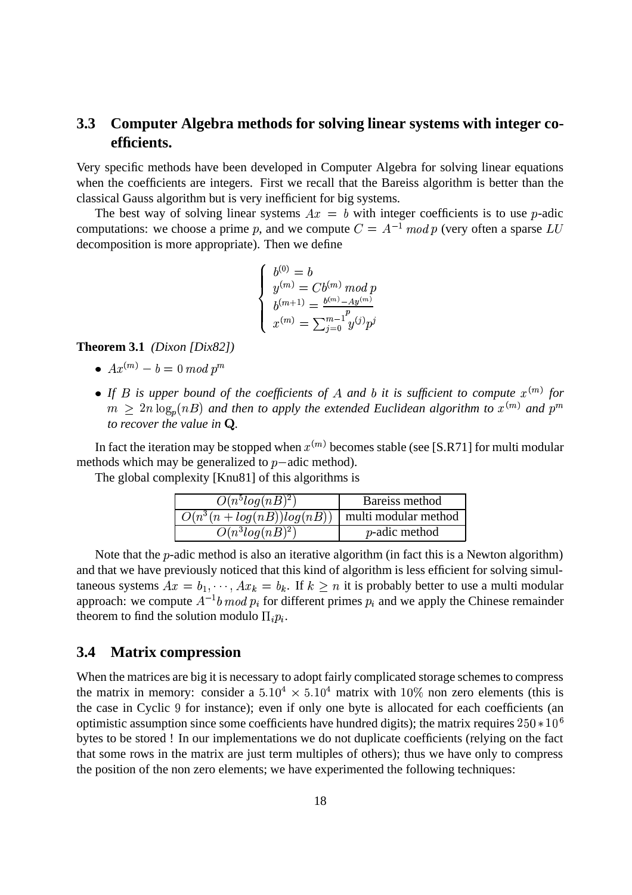## 3.3 Computer Algebra methods for solving linear systems with integer coefficients.

Very specific methods have been developed in Computer Algebra for solving linear equations when the coefficients are integers. First we recall that the Bareiss algorithm is better than the classical Gauss algorithm but is very inefficient for big systems.

The best way of solving linear systems $Ax = b$ with integer coefficients is to use $p$-adic computations: we choose a prime $p$, and we compute $C = A^{-1} \, mod \, p$ (very often a sparse $LU$ decomposition is more appropriate). Then we define

$$\begin{cases} b^{(0)} = b \\ y^{(m)} = Cb^{(m)} \, mod \, p \\ b^{(m+1)} = \frac{b^{(m)} - Ay^{(m)}}{p} \\ x^{(m)} = \sum_{j=0}^{m-1} y^{(j)} p^j \end{cases}$$

**Theorem 3.1** *(Dixon [Dix82])*

- $Ax^{(m)} - b = 0 \, mod \, p^m$
- *If $B$ is upper bound of the coefficients of $A$ and $b$ it is sufficient to compute $x^{(m)}$ for $m \geq 2n \log_p(nB)$ and then to apply the extended Euclidean algorithm to $x^{(m)}$ and $p^m$ to recover the value in $\mathbf{Q}$.*

In fact the iteration may be stopped when $x^{(m)}$ becomes stable (see [S.R71] for multi modular methods which may be generalized to $p-$adic method).

The global complexity [Knu81] of this algorithms is

| $O(n^5 log(nB)^2)$ | Bareiss method |
|---|---|
| $O(n^3(n + log(nB))log(nB))$ | multi modular method |
| $O(n^3 log(nB)^2)$ | $p$-adic method |

Note that the $p$-adic method is also an iterative algorithm (in fact this is a Newton algorithm) and that we have previously noticed that this kind of algorithm is less efficient for solving simultaneous systems $Ax = b_1, \cdots, Ax_k = b_k$. If $k \geq n$ it is probably better to use a multi modular approach: we compute $A^{-1} b \, mod \, p_i$ for different primes $p_i$ and we apply the Chinese remainder theorem to find the solution modulo $\Pi_i p_i$.

## 3.4 Matrix compression

When the matrices are big it is necessary to adopt fairly complicated storage schemes to compress the matrix in memory: consider a $5.10^4 \times 5.10^4$ matrix with $10\%$ non zero elements (this is the case in Cyclic $9$ for instance); even if only one byte is allocated for each coefficients (an optimistic assumption since some coefficients have hundred digits); the matrix requires $250 * 10^6$ bytes to be stored ! In our implementations we do not duplicate coefficients (relying on the fact that some rows in the matrix are just term multiples of others); thus we have only to compress the position of the non zero elements; we have experimented the following techniques: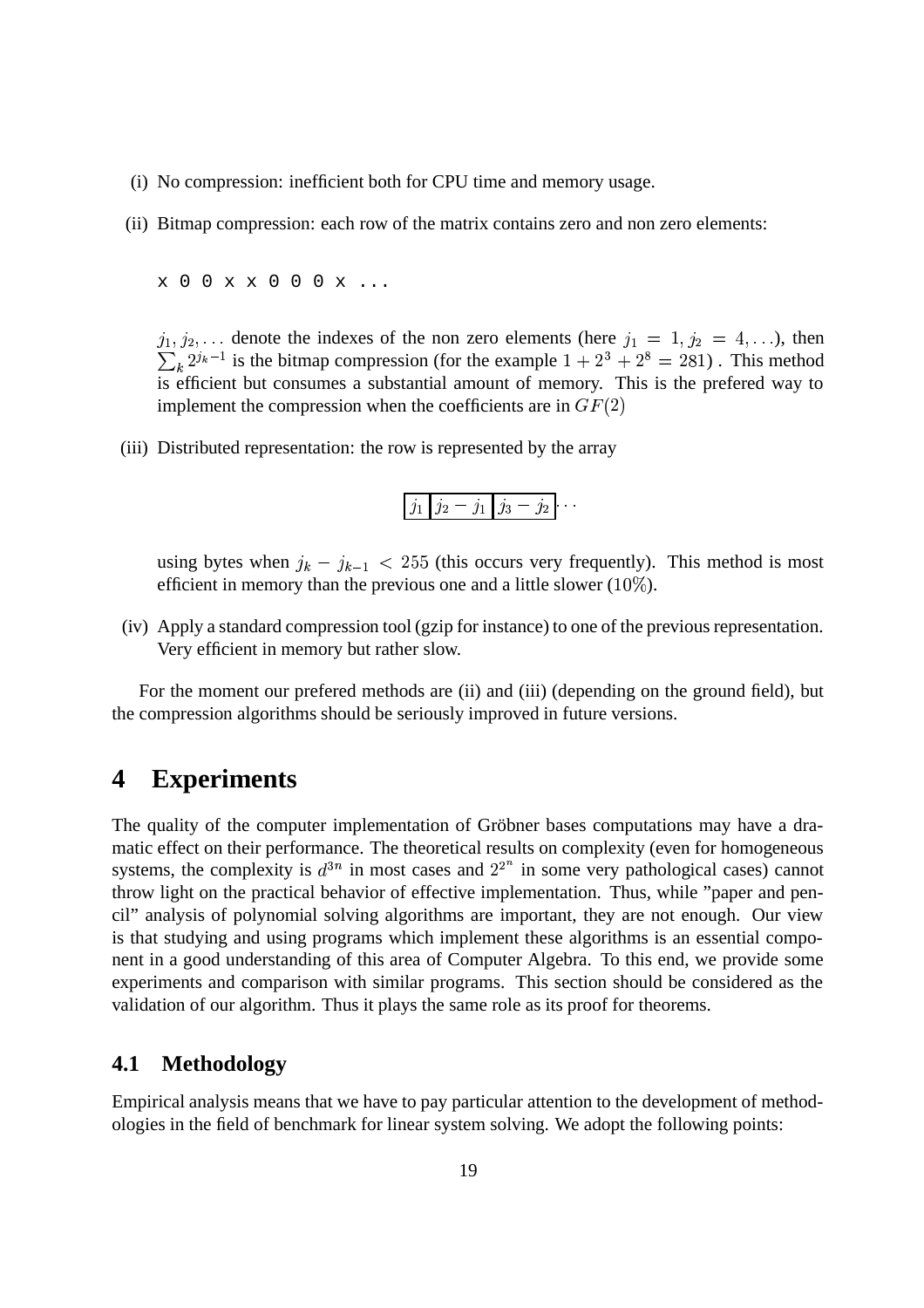(i) No compression: inefficient both for CPU time and memory usage.

(ii) Bitmap compression: each row of the matrix contains zero and non zero elements:

```
x 0 0 x x 0 0 0 x ...
```

$j_1, j_2, \ldots$ denote the indexes of the non zero elements (here $j_1 = 1, j_2 = 4, \ldots$), then $\sum_k 2^{j_k - 1}$ is the bitmap compression (for the example $1 + 2^3 + 2^8 = 281$) . This method is efficient but consumes a substantial amount of memory. This is the prefered way to implement the compression when the coefficients are in $GF(2)$

(iii) Distributed representation: the row is represented by the array

$$\boxed{j_1}\boxed{j_2 - j_1}\boxed{j_3 - j_2}\cdots$$

using bytes when $j_k - j_{k-1} < 255$ (this occurs very frequently). This method is most efficient in memory than the previous one and a little slower ($10\%$).

(iv) Apply a standard compression tool (gzip for instance) to one of the previous representation. Very efficient in memory but rather slow.

For the moment our prefered methods are (ii) and (iii) (depending on the ground field), but the compression algorithms should be seriously improved in future versions.

# 4 Experiments

The quality of the computer implementation of Gröbner bases computations may have a dramatic effect on their performance. The theoretical results on complexity (even for homogeneous systems, the complexity is $d^{3n}$ in most cases and $2^{2^n}$ in some very pathological cases) cannot throw light on the practical behavior of effective implementation. Thus, while "paper and pencil" analysis of polynomial solving algorithms are important, they are not enough. Our view is that studying and using programs which implement these algorithms is an essential component in a good understanding of this area of Computer Algebra. To this end, we provide some experiments and comparison with similar programs. This section should be considered as the validation of our algorithm. Thus it plays the same role as its proof for theorems.

## 4.1 Methodology

Empirical analysis means that we have to pay particular attention to the development of methodologies in the field of benchmark for linear system solving. We adopt the following points: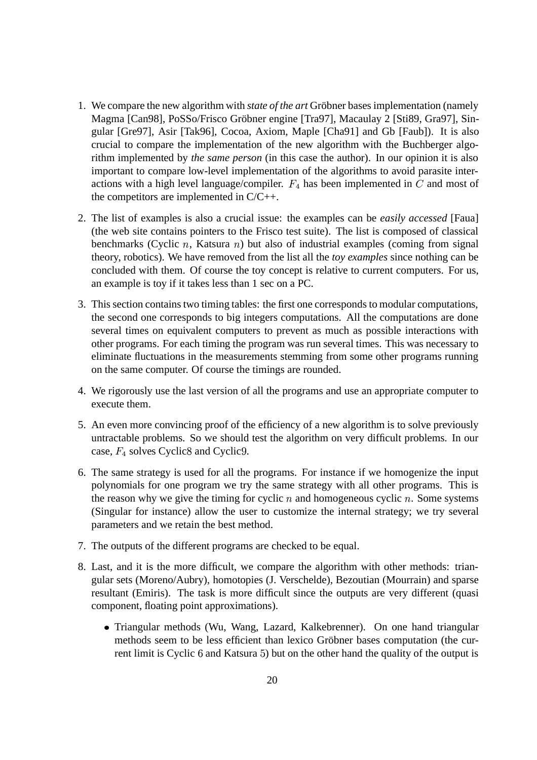1. We compare the new algorithm with *state of the art* Gröbner bases implementation (namely Magma [Can98], PoSSo/Frisco Gröbner engine [Tra97], Macaulay 2 [Sti89, Gra97], Singular [Gre97], Asir [Tak96], Cocoa, Axiom, Maple [Cha91] and Gb [Faub]). It is also crucial to compare the implementation of the new algorithm with the Buchberger algorithm implemented by *the same person* (in this case the author). In our opinion it is also important to compare low-level implementation of the algorithms to avoid parasite interactions with a high level language/compiler. $F_4$ has been implemented in $C$ and most of the competitors are implemented in C/C++.

2. The list of examples is also a crucial issue: the examples can be *easily accessed* [Faua] (the web site contains pointers to the Frisco test suite). The list is composed of classical benchmarks (Cyclic $n$, Katsura $n$) but also of industrial examples (coming from signal theory, robotics). We have removed from the list all the *toy examples* since nothing can be concluded with them. Of course the toy concept is relative to current computers. For us, an example is toy if it takes less than 1 sec on a PC.

3. This section contains two timing tables: the first one corresponds to modular computations, the second one corresponds to big integers computations. All the computations are done several times on equivalent computers to prevent as much as possible interactions with other programs. For each timing the program was run several times. This was necessary to eliminate fluctuations in the measurements stemming from some other programs running on the same computer. Of course the timings are rounded.

4. We rigorously use the last version of all the programs and use an appropriate computer to execute them.

5. An even more convincing proof of the efficiency of a new algorithm is to solve previously untractable problems. So we should test the algorithm on very difficult problems. In our case, $F_4$ solves Cyclic$8$ and Cyclic$9$.

6. The same strategy is used for all the programs. For instance if we homogenize the input polynomials for one program we try the same strategy with all other programs. This is the reason why we give the timing for cyclic $n$ and homogeneous cyclic $n$. Some systems (Singular for instance) allow the user to customize the internal strategy; we try several parameters and we retain the best method.

7. The outputs of the different programs are checked to be equal.

8. Last, and it is the more difficult, we compare the algorithm with other methods: triangular sets (Moreno/Aubry), homotopies (J. Verschelde), Bezoutian (Mourrain) and sparse resultant (Emiris). The task is more difficult since the outputs are very different (quasi component, floating point approximations).

   - Triangular methods (Wu, Wang, Lazard, Kalkebrenner). On one hand triangular methods seem to be less efficient than lexico Gröbner bases computation (the current limit is Cyclic $6$ and Katsura $5$) but on the other hand the quality of the output is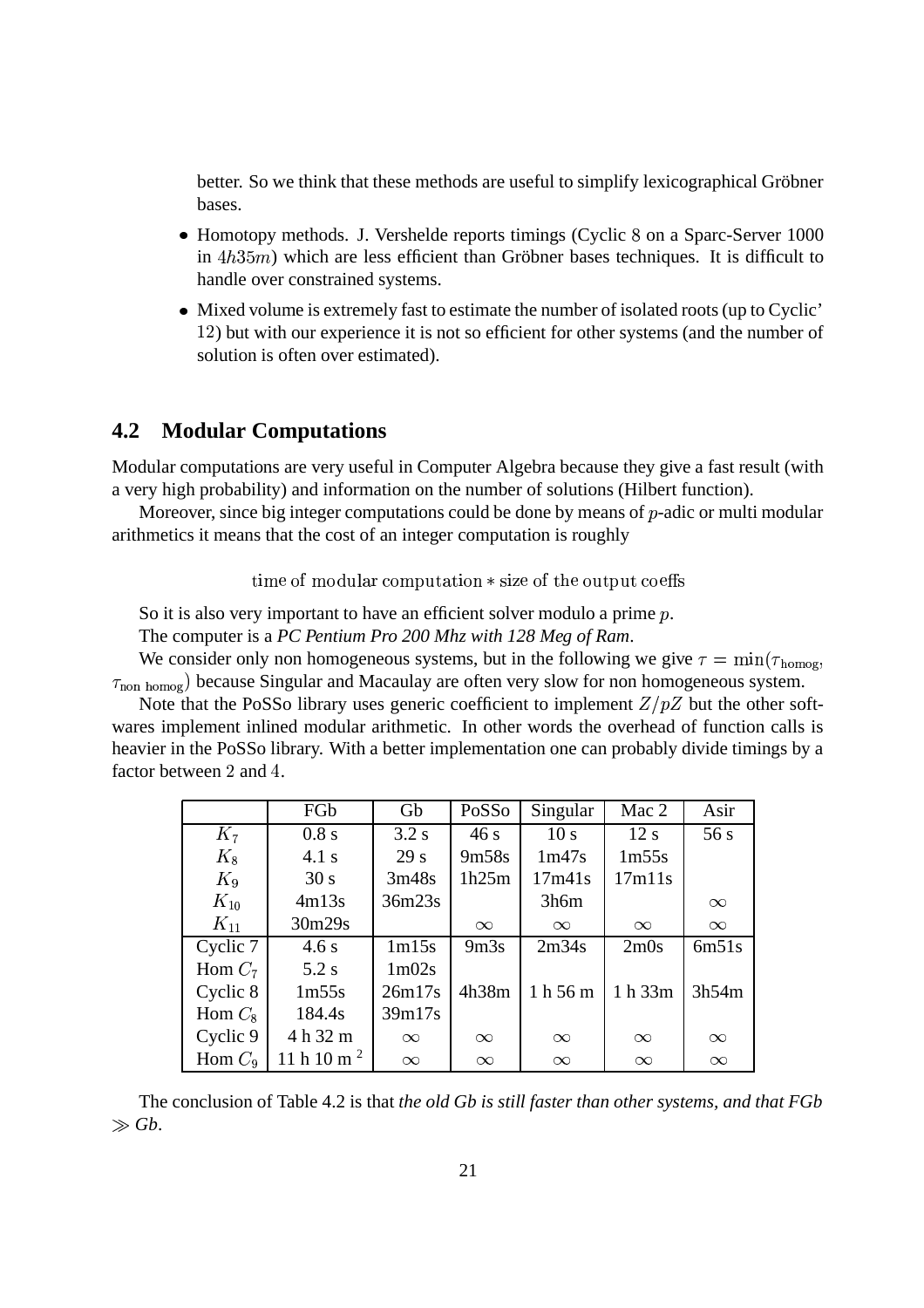better. So we think that these methods are useful to simplify lexicographical Gröbner bases.

- Homotopy methods. J. Vershelde reports timings (Cyclic 8 on a Sparc-Server 1000 in $4h35m$) which are less efficient than Gröbner bases techniques. It is difficult to handle over constrained systems.
- Mixed volume is extremely fast to estimate the number of isolated roots (up to Cyclic' 12) but with our experience it is not so efficient for other systems (and the number of solution is often over estimated).

## 4.2 Modular Computations

Modular computations are very useful in Computer Algebra because they give a fast result (with a very high probability) and information on the number of solutions (Hilbert function).

Moreover, since big integer computations could be done by means of $p$-adic or multi modular arithmetics it means that the cost of an integer computation is roughly

$$\text{time of modular computation} * \text{size of the output coeffs}$$

So it is also very important to have an efficient solver modulo a prime $p$.

The computer is a *PC Pentium Pro 200 Mhz with 128 Meg of Ram*.

We consider only non homogeneous systems, but in the following we give $\tau = \min(\tau_{\text{homog}}, \tau_{\text{non homog}})$ because Singular and Macaulay are often very slow for non homogeneous system.

Note that the PoSSo library uses generic coefficient to implement $Z/pZ$ but the other softwares implement inlined modular arithmetic. In other words the overhead of function calls is heavier in the PoSSo library. With a better implementation one can probably divide timings by a factor between 2 and 4.

| | FGb | Gb | PoSSo | Singular | Mac 2 | Asir |
|---|---|---|---|---|---|---|
| $K_7$ | 0.8 s | 3.2 s | 46 s | 10 s | 12 s | 56 s |
| $K_8$ | 4.1 s | 29 s | 9m58s | 1m47s | 1m55s | |
| $K_9$ | 30 s | 3m48s | 1h25m | 17m41s | 17m11s | |
| $K_{10}$ | 4m13s | 36m23s | | 3h6m | | $\infty$ |
| $K_{11}$ | 30m29s | | $\infty$ | $\infty$ | $\infty$ | $\infty$ |
| Cyclic 7 | 4.6 s | 1m15s | 9m3s | 2m34s | 2m0s | 6m51s |
| Hom $C_7$ | 5.2 s | 1m02s | | | | |
| Cyclic 8 | 1m55s | 26m17s | 4h38m | 1 h 56 m | 1 h 33m | 3h54m |
| Hom $C_8$ | 184.4s | 39m17s | | | | |
| Cyclic 9 | 4 h 32 m | $\infty$ | $\infty$ | $\infty$ | $\infty$ | $\infty$ |
| Hom $C_9$ | 11 h 10 m [2] | $\infty$ | $\infty$ | $\infty$ | $\infty$ | $\infty$ |

The conclusion of Table 4.2 is that *the old Gb is still faster than other systems, and that FGb $\gg$ Gb*.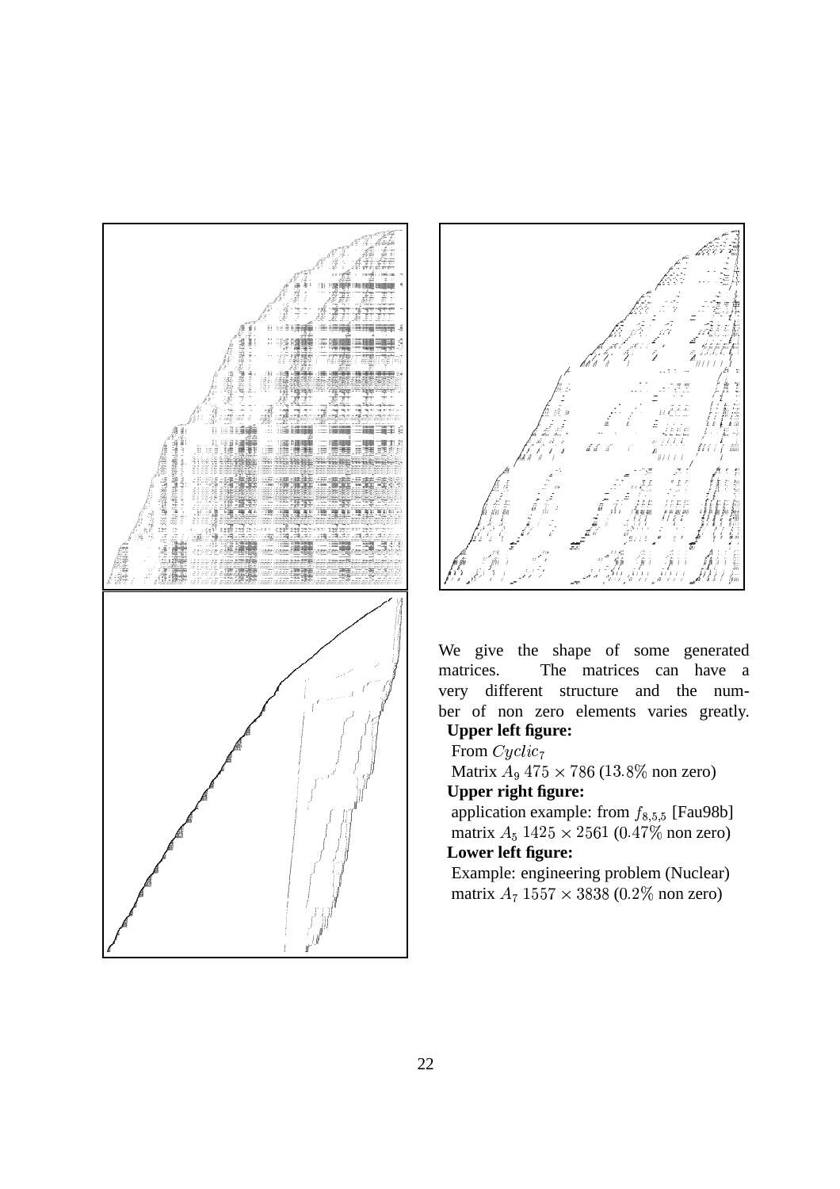We give the shape of some generated matrices. The matrices can have a very different structure and the number of non zero elements varies greatly.

**Upper left figure:**

From $Cyclic_7$

Matrix $A_9$ $475 \times 786$ ($13.8\%$ non zero)

**Upper right figure:**

application example: from $f_{8,5,5}$ [Fau98b]

matrix $A_5$ $1425 \times 2561$ ($0.47\%$ non zero)

**Lower left figure:**

Example: engineering problem (Nuclear)

matrix $A_7$ $1557 \times 3838$ ($0.2\%$ non zero)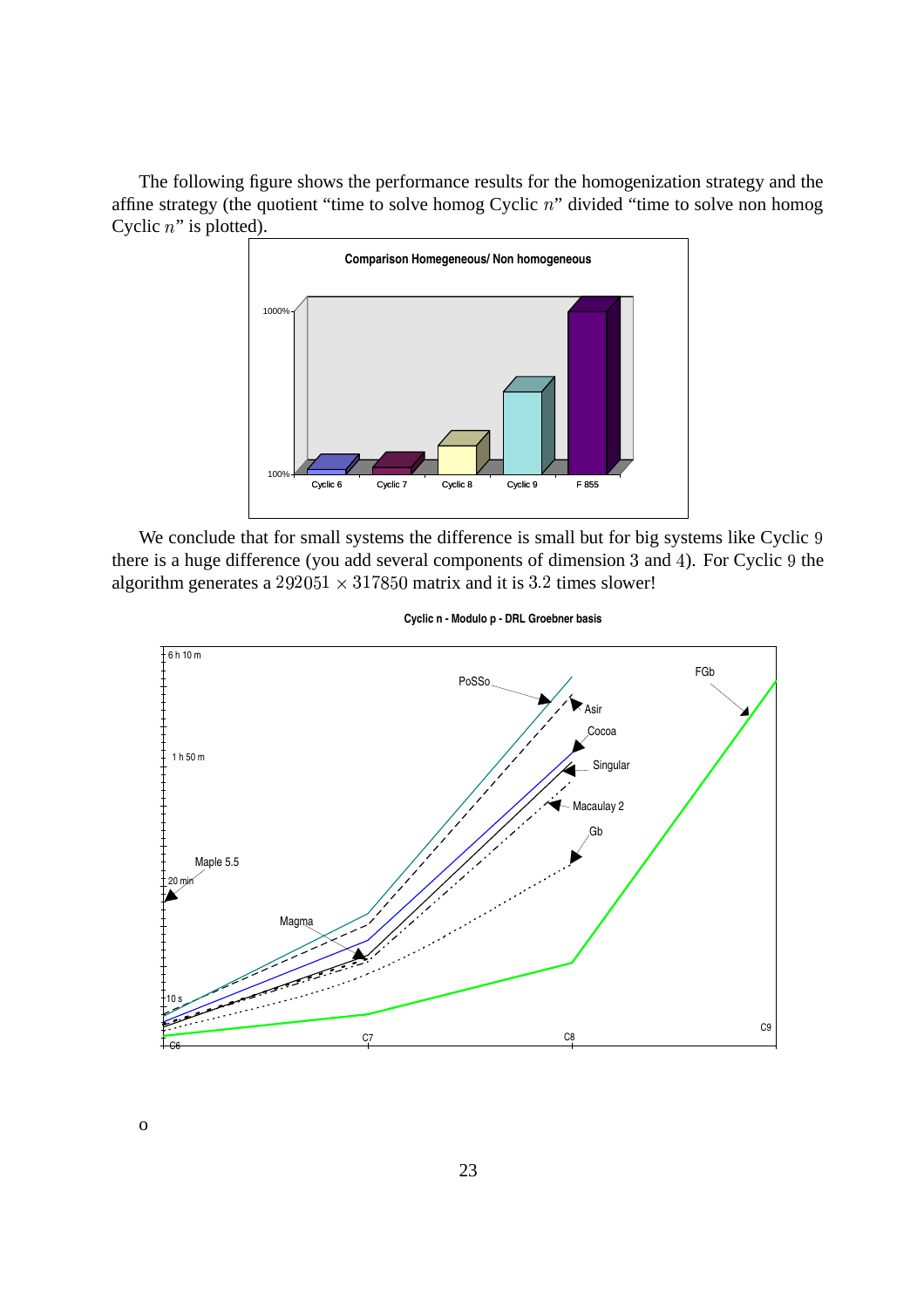The following figure shows the performance results for the homogenization strategy and the affine strategy (the quotient "time to solve homog Cyclic $n$" divided "time to solve non homog Cyclic $n$" is plotted).

We conclude that for small systems the difference is small but for big systems like Cyclic 9 there is a huge difference (you add several components of dimension 3 and 4). For Cyclic 9 the algorithm generates a $292051 \times 317850$ matrix and it is 3.2 times slower!

o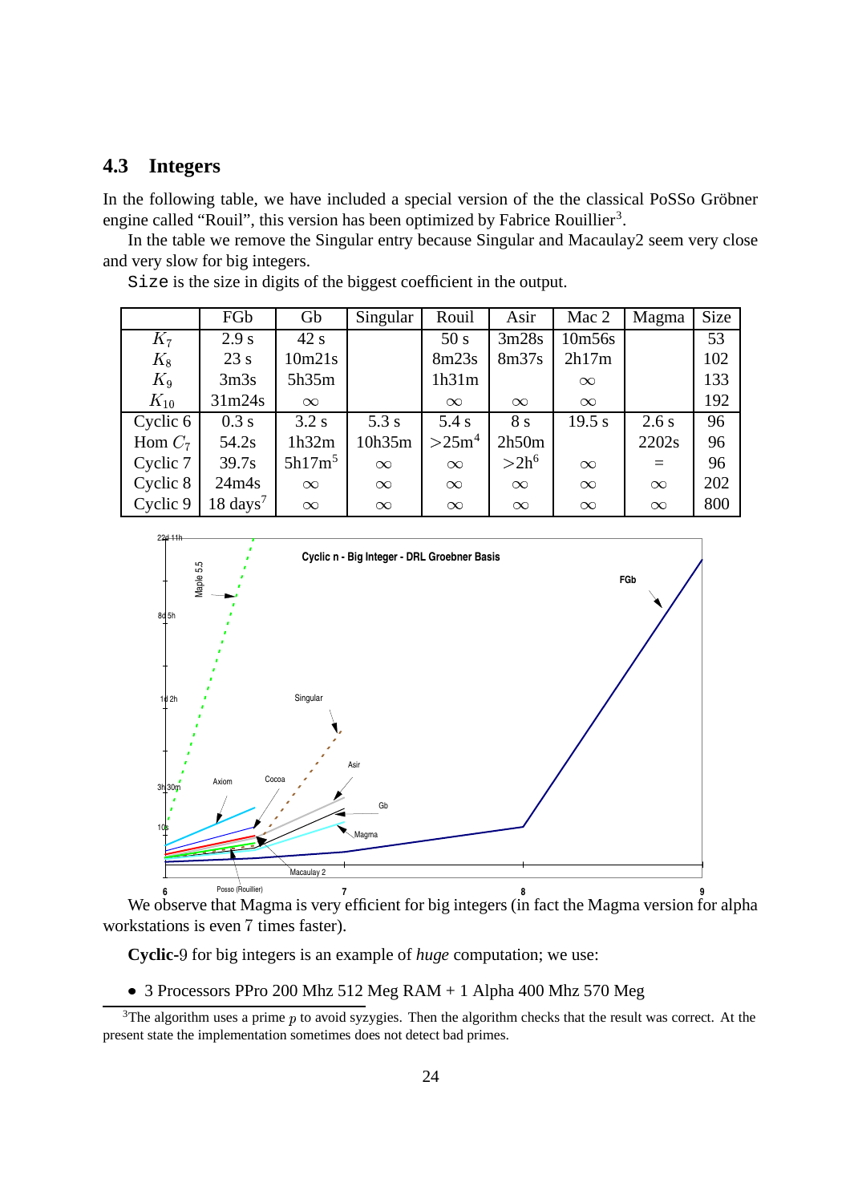### 4.3 Integers

In the following table, we have included a special version of the the classical PoSSo Gröbner engine called "Rouil", this version has been optimized by Fabrice Rouillier[3].

In the table we remove the Singular entry because Singular and Macaulay2 seem very close and very slow for big integers.

`Size` is the size in digits of the biggest coefficient in the output.

| | FGb | Gb | Singular | Rouil | Asir | Mac 2 | Magma | Size |
|---|---|---|---|---|---|---|---|---|
| $K_7$ | 2.9 s | 42 s | | 50 s | 3m28s | 10m56s | | 53 |
| $K_8$ | 23 s | 10m21s | | 8m23s | 8m37s | 2h17m | | 102 |
| $K_9$ | 3m3s | 5h35m | | 1h31m | | $\infty$ | | 133 |
| $K_{10}$ | 31m24s | $\infty$ | | $\infty$ | $\infty$ | $\infty$ | | 192 |
| Cyclic 6 | 0.3 s | 3.2 s | 5.3 s | 5.4 s | 8 s | 19.5 s | 2.6 s | 96 |
| Hom $C_7$ | 54.2s | 1h32m | 10h35m | $>$25m[4] | 2h50m | | 2202s | 96 |
| Cyclic 7 | 39.7s | 5h17m[5] | $\infty$ | $\infty$ | $>$2h[6] | $\infty$ | = | 96 |
| Cyclic 8 | 24m4s | $\infty$ | $\infty$ | $\infty$ | $\infty$ | $\infty$ | $\infty$ | 202 |
| Cyclic 9 | 18 days[7] | $\infty$ | $\infty$ | $\infty$ | $\infty$ | $\infty$ | $\infty$ | 800 |

We observe that Magma is very efficient for big integers (in fact the Magma version for alpha workstations is even 7 times faster).

**Cyclic**-9 for big integers is an example of *huge* computation; we use:

- 3 Processors PPro 200 Mhz 512 Meg RAM + 1 Alpha 400 Mhz 570 Meg

[3] The algorithm uses a prime $p$ to avoid syzygies. Then the algorithm checks that the result was correct. At the present state the implementation sometimes does not detect bad primes.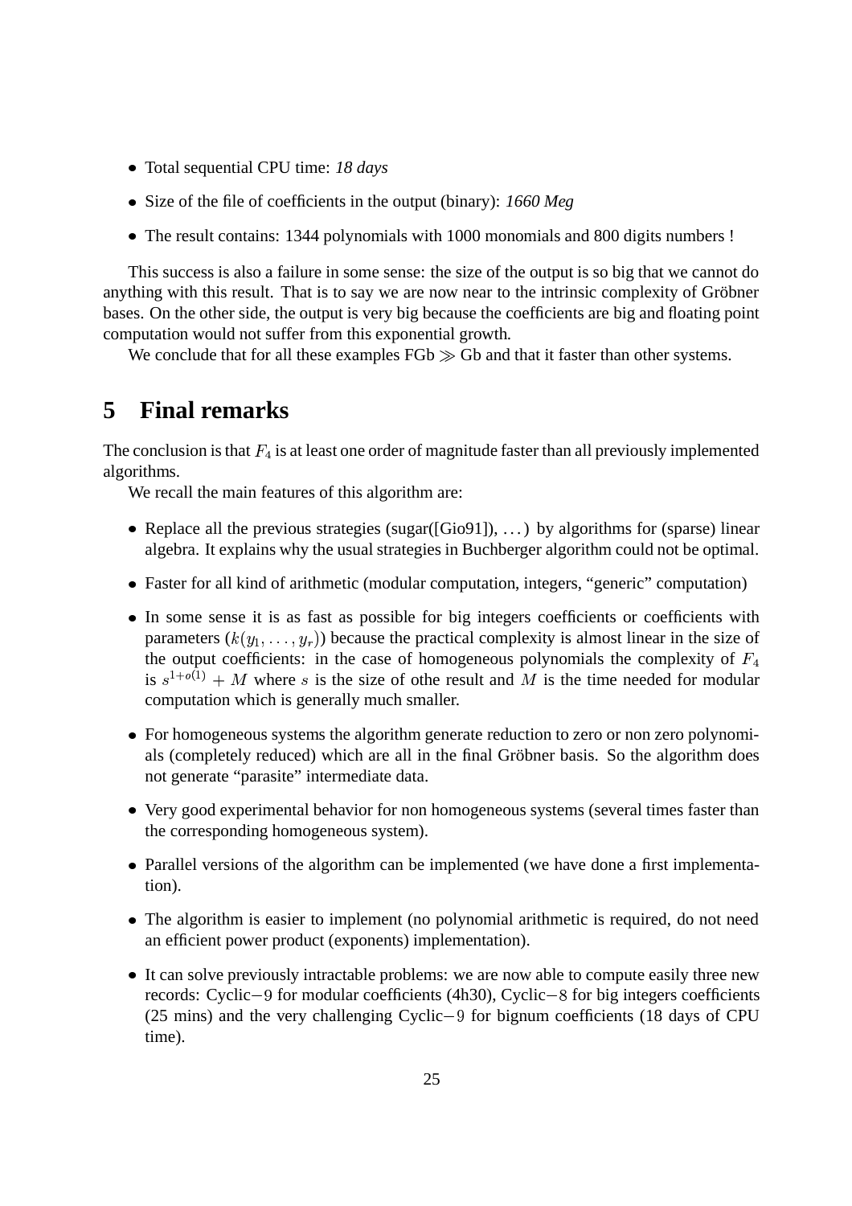- Total sequential CPU time: *18 days*
- Size of the file of coefficients in the output (binary): *1660 Meg*
- The result contains: 1344 polynomials with 1000 monomials and 800 digits numbers !

This success is also a failure in some sense: the size of the output is so big that we cannot do anything with this result. That is to say we are now near to the intrinsic complexity of Gröbner bases. On the other side, the output is very big because the coefficients are big and floating point computation would not suffer from this exponential growth.

We conclude that for all these examples FGb $\gg$ Gb and that it faster than other systems.

# 5 Final remarks

The conclusion is that $F_4$ is at least one order of magnitude faster than all previously implemented algorithms.

We recall the main features of this algorithm are:

- Replace all the previous strategies (sugar([Gio91]), $\ldots$) by algorithms for (sparse) linear algebra. It explains why the usual strategies in Buchberger algorithm could not be optimal.
- Faster for all kind of arithmetic (modular computation, integers, "generic" computation)
- In some sense it is as fast as possible for big integers coefficients or coefficients with parameters ($k(y_1, \ldots, y_r)$) because the practical complexity is almost linear in the size of the output coefficients: in the case of homogeneous polynomials the complexity of $F_4$ is $s^{1+o(1)} + M$ where $s$ is the size of othe result and $M$ is the time needed for modular computation which is generally much smaller.
- For homogeneous systems the algorithm generate reduction to zero or non zero polynomials (completely reduced) which are all in the final Gröbner basis. So the algorithm does not generate "parasite" intermediate data.
- Very good experimental behavior for non homogeneous systems (several times faster than the corresponding homogeneous system).
- Parallel versions of the algorithm can be implemented (we have done a first implementation).
- The algorithm is easier to implement (no polynomial arithmetic is required, do not need an efficient power product (exponents) implementation).
- It can solve previously intractable problems: we are now able to compute easily three new records: Cyclic$-9$ for modular coefficients (4h30), Cyclic$-8$ for big integers coefficients (25 mins) and the very challenging Cyclic$-9$ for bignum coefficients (18 days of CPU time).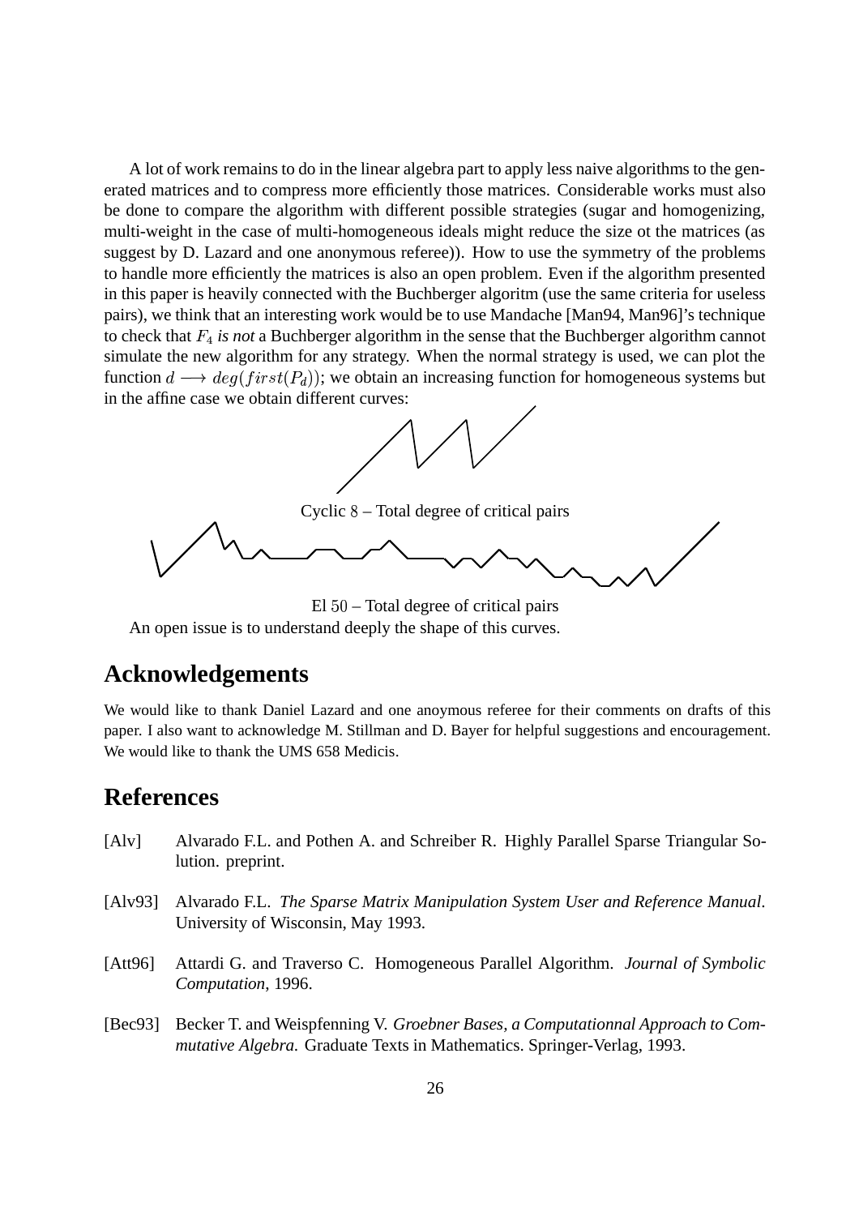A lot of work remains to do in the linear algebra part to apply less naive algorithms to the generated matrices and to compress more efficiently those matrices. Considerable works must also be done to compare the algorithm with different possible strategies (sugar and homogenizing, multi-weight in the case of multi-homogeneous ideals might reduce the size ot the matrices (as suggest by D. Lazard and one anonymous referee)). How to use the symmetry of the problems to handle more efficiently the matrices is also an open problem. Even if the algorithm presented in this paper is heavily connected with the Buchberger algoritm (use the same criteria for useless pairs), we think that an interesting work would be to use Mandache [Man94, Man96]'s technique to check that $F_4$ *is not* a Buchberger algorithm in the sense that the Buchberger algorithm cannot simulate the new algorithm for any strategy. When the normal strategy is used, we can plot the function $d \longrightarrow deg(first(P_d))$; we obtain an increasing function for homogeneous systems but in the affine case we obtain different curves:

Cyclic $8$ – Total degree of critical pairs

El $50$ – Total degree of critical pairs

An open issue is to understand deeply the shape of this curves.

## Acknowledgements

We would like to thank Daniel Lazard and one anoymous referee for their comments on drafts of this paper. I also want to acknowledge M. Stillman and D. Bayer for helpful suggestions and encouragement. We would like to thank the UMS 658 Medicis.

## References

[Alv] Alvarado F.L. and Pothen A. and Schreiber R. Highly Parallel Sparse Triangular Solution. preprint.

[Alv93] Alvarado F.L. *The Sparse Matrix Manipulation System User and Reference Manual*. University of Wisconsin, May 1993.

[Att96] Attardi G. and Traverso C. Homogeneous Parallel Algorithm. *Journal of Symbolic Computation*, 1996.

[Bec93] Becker T. and Weispfenning V. *Groebner Bases, a Computationnal Approach to Commutative Algebra.* Graduate Texts in Mathematics. Springer-Verlag, 1993.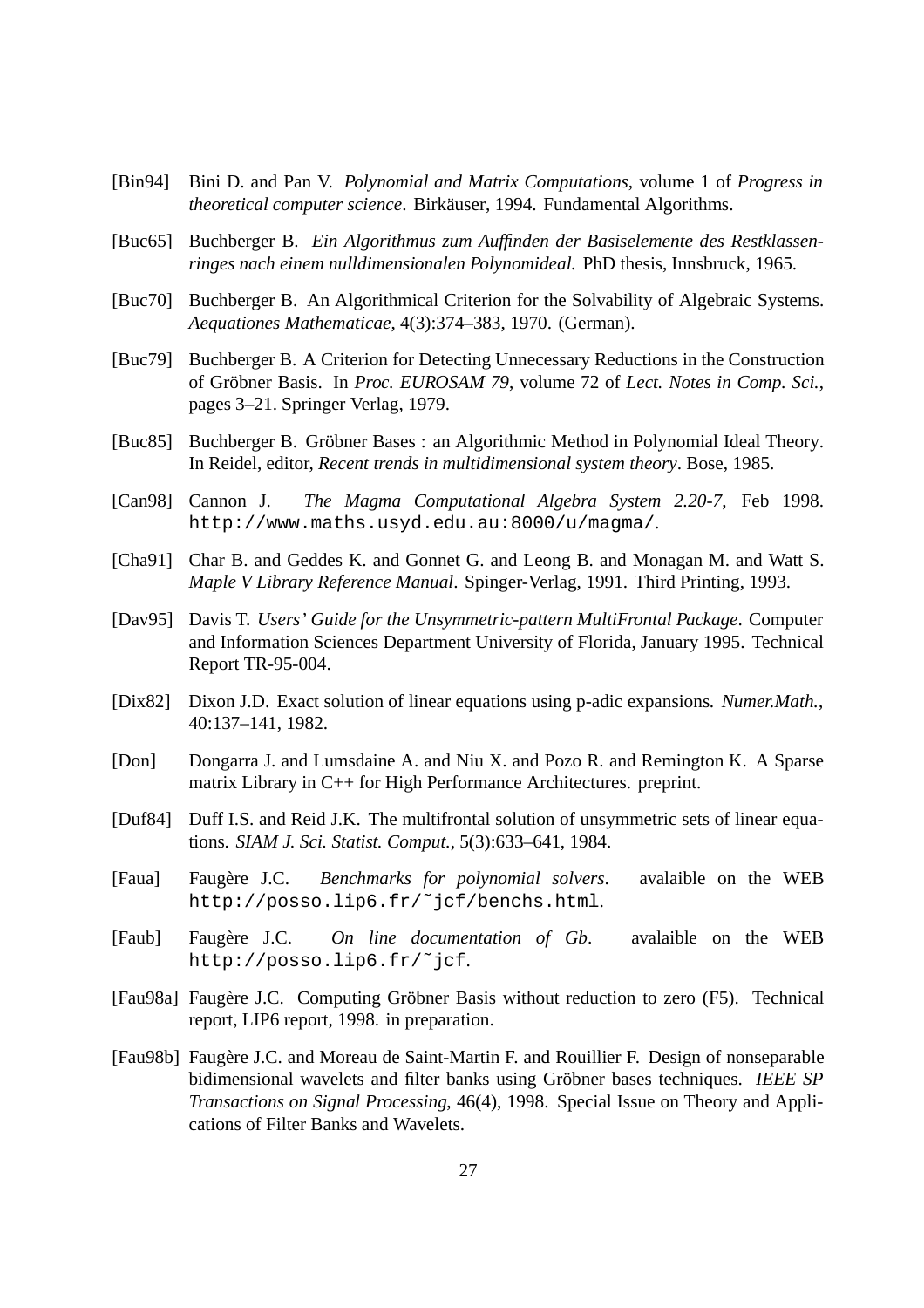[Bin94] Bini D. and Pan V. *Polynomial and Matrix Computations*, volume 1 of *Progress in theoretical computer science*. Birkäuser, 1994. Fundamental Algorithms.

[Buc65] Buchberger B. *Ein Algorithmus zum Auffinden der Basiselemente des Restklassenringes nach einem nulldimensionalen Polynomideal.* PhD thesis, Innsbruck, 1965.

[Buc70] Buchberger B. An Algorithmical Criterion for the Solvability of Algebraic Systems. *Aequationes Mathematicae*, 4(3):374–383, 1970. (German).

[Buc79] Buchberger B. A Criterion for Detecting Unnecessary Reductions in the Construction of Gröbner Basis. In *Proc. EUROSAM 79*, volume 72 of *Lect. Notes in Comp. Sci.*, pages 3–21. Springer Verlag, 1979.

[Buc85] Buchberger B. Gröbner Bases : an Algorithmic Method in Polynomial Ideal Theory. In Reidel, editor, *Recent trends in multidimensional system theory*. Bose, 1985.

[Can98] Cannon J. *The Magma Computational Algebra System 2.20-7*, Feb 1998. `http://www.maths.usyd.edu.au:8000/u/magma/`.

[Cha91] Char B. and Geddes K. and Gonnet G. and Leong B. and Monagan M. and Watt S. *Maple V Library Reference Manual*. Spinger-Verlag, 1991. Third Printing, 1993.

[Dav95] Davis T. *Users' Guide for the Unsymmetric-pattern MultiFrontal Package*. Computer and Information Sciences Department University of Florida, January 1995. Technical Report TR-95-004.

[Dix82] Dixon J.D. Exact solution of linear equations using p-adic expansions. *Numer.Math.*, 40:137–141, 1982.

[Don] Dongarra J. and Lumsdaine A. and Niu X. and Pozo R. and Remington K. A Sparse matrix Library in C++ for High Performance Architectures. preprint.

[Duf84] Duff I.S. and Reid J.K. The multifrontal solution of unsymmetric sets of linear equations. *SIAM J. Sci. Statist. Comput.*, 5(3):633–641, 1984.

[Faua] Faugère J.C. *Benchmarks for polynomial solvers*. avalaible on the WEB `http://posso.lip6.fr/~jcf/benchs.html`.

[Faub] Faugère J.C. *On line documentation of Gb*. avalaible on the WEB `http://posso.lip6.fr/~jcf`.

[Fau98a] Faugère J.C. Computing Gröbner Basis without reduction to zero (F5). Technical report, LIP6 report, 1998. in preparation.

[Fau98b] Faugère J.C. and Moreau de Saint-Martin F. and Rouillier F. Design of nonseparable bidimensional wavelets and filter banks using Gröbner bases techniques. *IEEE SP Transactions on Signal Processing*, 46(4), 1998. Special Issue on Theory and Applications of Filter Banks and Wavelets.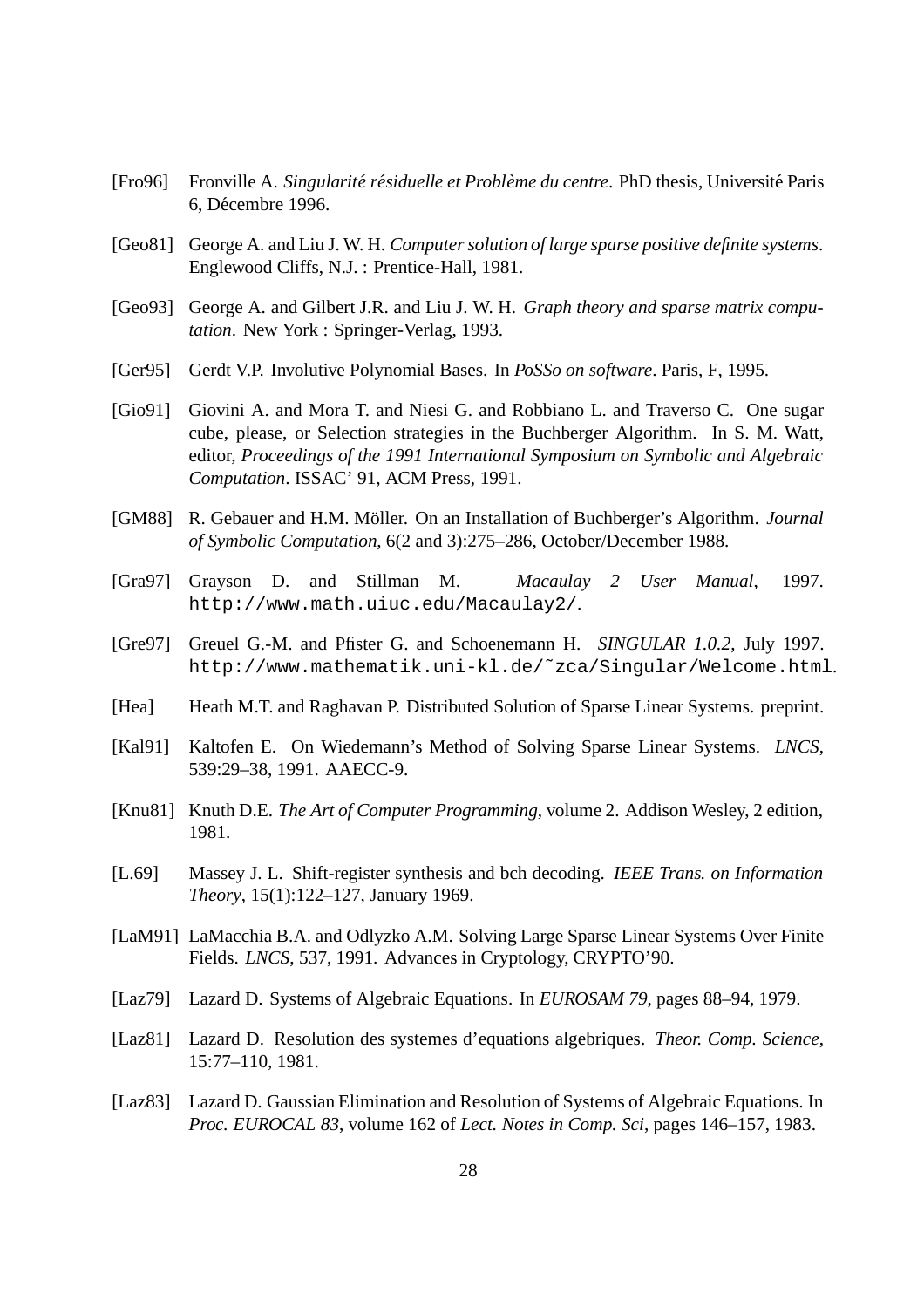[Fro96] Fronville A. *Singularité résiduelle et Problème du centre*. PhD thesis, Université Paris 6, Décembre 1996.

[Geo81] George A. and Liu J. W. H. *Computer solution of large sparse positive definite systems*. Englewood Cliffs, N.J. : Prentice-Hall, 1981.

[Geo93] George A. and Gilbert J.R. and Liu J. W. H. *Graph theory and sparse matrix computation*. New York : Springer-Verlag, 1993.

[Ger95] Gerdt V.P. Involutive Polynomial Bases. In *PoSSo on software*. Paris, F, 1995.

[Gio91] Giovini A. and Mora T. and Niesi G. and Robbiano L. and Traverso C. One sugar cube, please, or Selection strategies in the Buchberger Algorithm. In S. M. Watt, editor, *Proceedings of the 1991 International Symposium on Symbolic and Algebraic Computation*. ISSAC' 91, ACM Press, 1991.

[GM88] R. Gebauer and H.M. Möller. On an Installation of Buchberger's Algorithm. *Journal of Symbolic Computation*, 6(2 and 3):275–286, October/December 1988.

[Gra97] Grayson D. and Stillman M. *Macaulay 2 User Manual*, 1997. `http://www.math.uiuc.edu/Macaulay2/`.

[Gre97] Greuel G.-M. and Pfister G. and Schoenemann H. *SINGULAR 1.0.2*, July 1997. `http://www.mathematik.uni-kl.de/~zca/Singular/Welcome.html`.

[Hea] Heath M.T. and Raghavan P. Distributed Solution of Sparse Linear Systems. preprint.

[Kal91] Kaltofen E. On Wiedemann's Method of Solving Sparse Linear Systems. *LNCS*, 539:29–38, 1991. AAECC-9.

[Knu81] Knuth D.E. *The Art of Computer Programming*, volume 2. Addison Wesley, 2 edition, 1981.

[L.69] Massey J. L. Shift-register synthesis and bch decoding. *IEEE Trans. on Information Theory*, 15(1):122–127, January 1969.

[LaM91] LaMacchia B.A. and Odlyzko A.M. Solving Large Sparse Linear Systems Over Finite Fields. *LNCS*, 537, 1991. Advances in Cryptology, CRYPTO'90.

[Laz79] Lazard D. Systems of Algebraic Equations. In *EUROSAM 79*, pages 88–94, 1979.

[Laz81] Lazard D. Resolution des systemes d'equations algebriques. *Theor. Comp. Science*, 15:77–110, 1981.

[Laz83] Lazard D. Gaussian Elimination and Resolution of Systems of Algebraic Equations. In *Proc. EUROCAL 83*, volume 162 of *Lect. Notes in Comp. Sci*, pages 146–157, 1983.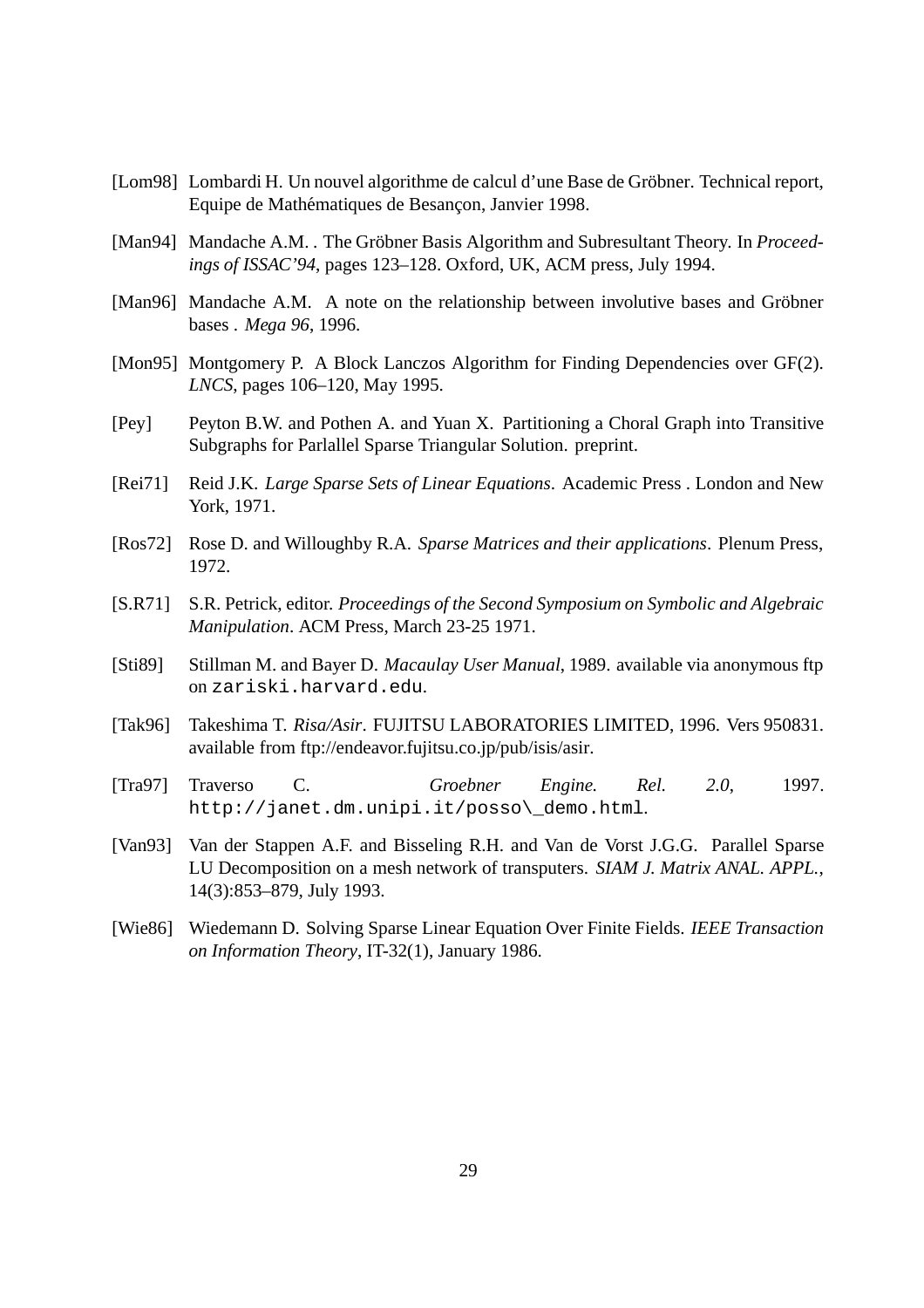[Lom98] Lombardi H. Un nouvel algorithme de calcul d'une Base de Gröbner. Technical report, Equipe de Mathématiques de Besançon, Janvier 1998.

[Man94] Mandache A.M. . The Gröbner Basis Algorithm and Subresultant Theory. In *Proceedings of ISSAC'94*, pages 123–128. Oxford, UK, ACM press, July 1994.

[Man96] Mandache A.M. A note on the relationship between involutive bases and Gröbner bases . *Mega 96*, 1996.

[Mon95] Montgomery P. A Block Lanczos Algorithm for Finding Dependencies over GF(2). *LNCS*, pages 106–120, May 1995.

[Pey] Peyton B.W. and Pothen A. and Yuan X. Partitioning a Choral Graph into Transitive Subgraphs for Parlallel Sparse Triangular Solution. preprint.

[Rei71] Reid J.K. *Large Sparse Sets of Linear Equations*. Academic Press . London and New York, 1971.

[Ros72] Rose D. and Willoughby R.A. *Sparse Matrices and their applications*. Plenum Press, 1972.

[S.R71] S.R. Petrick, editor. *Proceedings of the Second Symposium on Symbolic and Algebraic Manipulation*. ACM Press, March 23-25 1971.

[Sti89] Stillman M. and Bayer D. *Macaulay User Manual*, 1989. available via anonymous ftp on `zariski.harvard.edu`.

[Tak96] Takeshima T. *Risa/Asir*. FUJITSU LABORATORIES LIMITED, 1996. Vers 950831. available from ftp://endeavor.fujitsu.co.jp/pub/isis/asir.

[Tra97] Traverso C. *Groebner Engine. Rel. 2.0*, 1997. `http://janet.dm.unipi.it/posso\_demo.html`.

[Van93] Van der Stappen A.F. and Bisseling R.H. and Van de Vorst J.G.G. Parallel Sparse LU Decomposition on a mesh network of transputers. *SIAM J. Matrix ANAL. APPL.*, 14(3):853–879, July 1993.

[Wie86] Wiedemann D. Solving Sparse Linear Equation Over Finite Fields. *IEEE Transaction on Information Theory*, IT-32(1), January 1986.